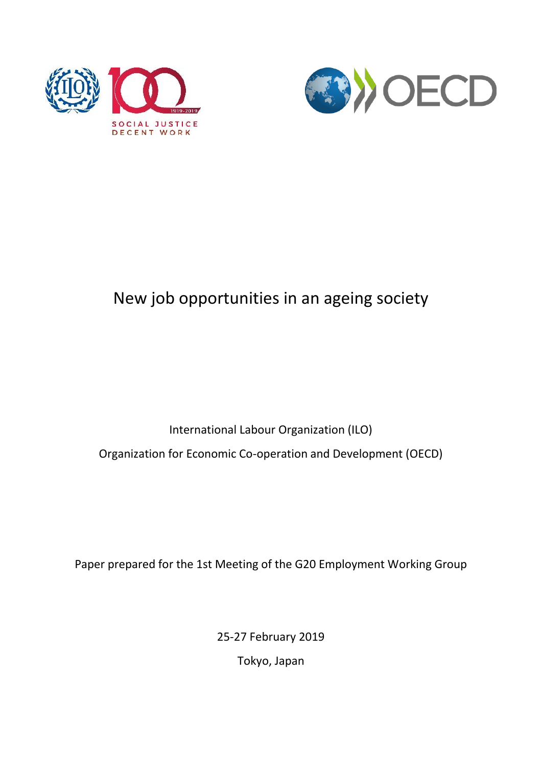# New job opportunities in an ageing society

International Labour Organization (ILO)

Organization for Economic Co-operation and Development (OECD)

Paper prepared for the 1st Meeting of the G20 Employment Working Group

25-27 February 2019

Tokyo, Japan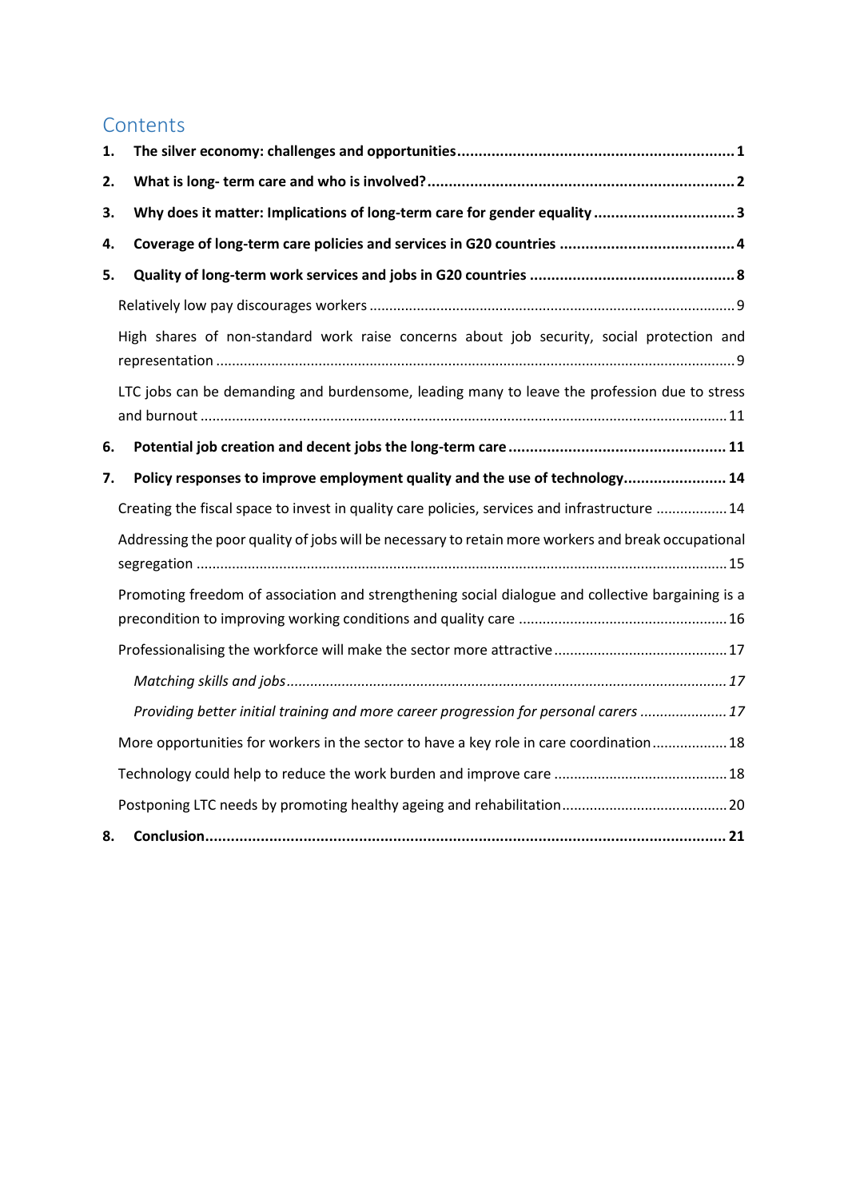# Contents

**1. The silver economy: challenges and opportunities ... 1**

**2. What is long- term care and who is involved? ... 2**

**3. Why does it matter: Implications of long-term care for gender equality ... 3**

**4. Coverage of long-term care policies and services in G20 countries ... 4**

**5. Quality of long-term work services and jobs in G20 countries ... 8**

- Relatively low pay discourages workers ... 9
- High shares of non-standard work raise concerns about job security, social protection and representation ... 9
- LTC jobs can be demanding and burdensome, leading many to leave the profession due to stress and burnout ... 11

**6. Potential job creation and decent jobs the long-term care ... 11**

**7. Policy responses to improve employment quality and the use of technology ... 14**

- Creating the fiscal space to invest in quality care policies, services and infrastructure ... 14
- Addressing the poor quality of jobs will be necessary to retain more workers and break occupational segregation ... 15
- Promoting freedom of association and strengthening social dialogue and collective bargaining is a precondition to improving working conditions and quality care ... 16
- Professionalising the workforce will make the sector more attractive ... 17
  - *Matching skills and jobs ... 17*
  - *Providing better initial training and more career progression for personal carers ... 17*
- More opportunities for workers in the sector to have a key role in care coordination ... 18
- Technology could help to reduce the work burden and improve care ... 18
- Postponing LTC needs by promoting healthy ageing and rehabilitation ... 20

**8. Conclusion ... 21**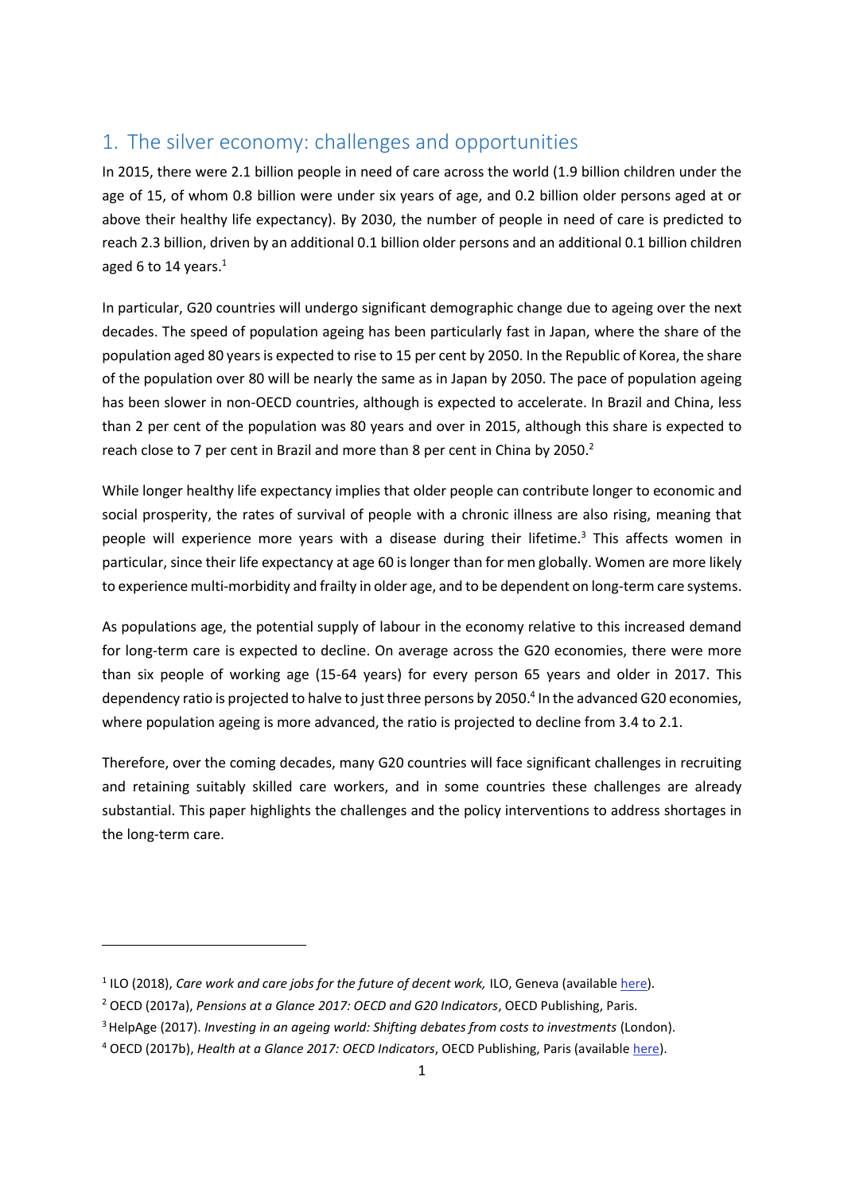## 1. The silver economy: challenges and opportunities

In 2015, there were 2.1 billion people in need of care across the world (1.9 billion children under the age of 15, of whom 0.8 billion were under six years of age, and 0.2 billion older persons aged at or above their healthy life expectancy). By 2030, the number of people in need of care is predicted to reach 2.3 billion, driven by an additional 0.1 billion older persons and an additional 0.1 billion children aged 6 to 14 years.[1]

In particular, G20 countries will undergo significant demographic change due to ageing over the next decades. The speed of population ageing has been particularly fast in Japan, where the share of the population aged 80 years is expected to rise to 15 per cent by 2050. In the Republic of Korea, the share of the population over 80 will be nearly the same as in Japan by 2050. The pace of population ageing has been slower in non-OECD countries, although is expected to accelerate. In Brazil and China, less than 2 per cent of the population was 80 years and over in 2015, although this share is expected to reach close to 7 per cent in Brazil and more than 8 per cent in China by 2050.[2]

While longer healthy life expectancy implies that older people can contribute longer to economic and social prosperity, the rates of survival of people with a chronic illness are also rising, meaning that people will experience more years with a disease during their lifetime.[3] This affects women in particular, since their life expectancy at age 60 is longer than for men globally. Women are more likely to experience multi-morbidity and frailty in older age, and to be dependent on long-term care systems.

As populations age, the potential supply of labour in the economy relative to this increased demand for long-term care is expected to decline. On average across the G20 economies, there were more than six people of working age (15-64 years) for every person 65 years and older in 2017. This dependency ratio is projected to halve to just three persons by 2050.[4] In the advanced G20 economies, where population ageing is more advanced, the ratio is projected to decline from 3.4 to 2.1.

Therefore, over the coming decades, many G20 countries will face significant challenges in recruiting and retaining suitably skilled care workers, and in some countries these challenges are already substantial. This paper highlights the challenges and the policy interventions to address shortages in the long-term care.

---

[1] ILO (2018), *Care work and care jobs for the future of decent work,* ILO, Geneva (available here).

[2] OECD (2017a), *Pensions at a Glance 2017: OECD and G20 Indicators*, OECD Publishing, Paris.

[3] HelpAge (2017). *Investing in an ageing world: Shifting debates from costs to investments* (London).

[4] OECD (2017b), *Health at a Glance 2017: OECD Indicators*, OECD Publishing, Paris (available here).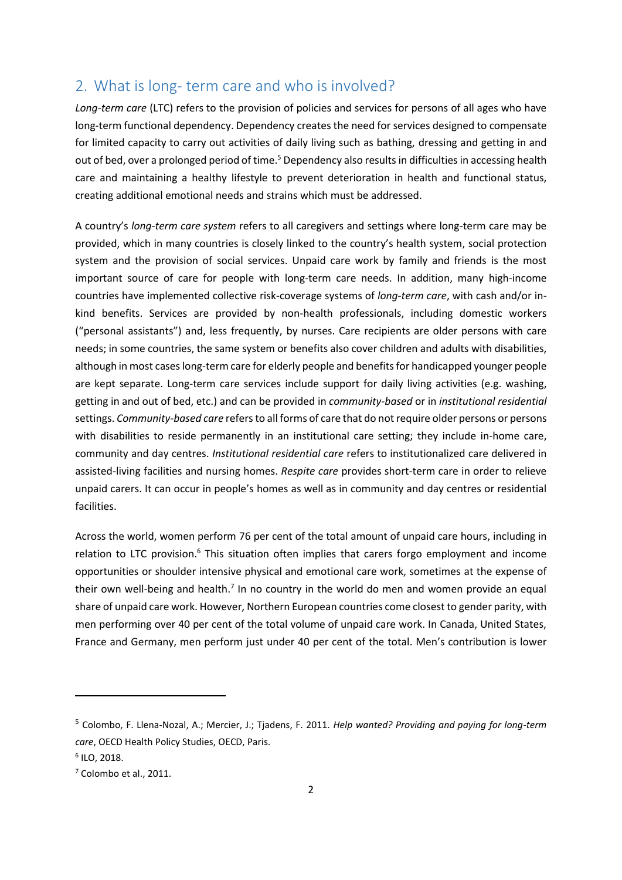## 2. What is long- term care and who is involved?

*Long-term care* (LTC) refers to the provision of policies and services for persons of all ages who have long-term functional dependency. Dependency creates the need for services designed to compensate for limited capacity to carry out activities of daily living such as bathing, dressing and getting in and out of bed, over a prolonged period of time.[5] Dependency also results in difficulties in accessing health care and maintaining a healthy lifestyle to prevent deterioration in health and functional status, creating additional emotional needs and strains which must be addressed.

A country's *long-term care system* refers to all caregivers and settings where long-term care may be provided, which in many countries is closely linked to the country's health system, social protection system and the provision of social services. Unpaid care work by family and friends is the most important source of care for people with long-term care needs. In addition, many high-income countries have implemented collective risk-coverage systems of *long-term care*, with cash and/or in-kind benefits. Services are provided by non-health professionals, including domestic workers ("personal assistants") and, less frequently, by nurses. Care recipients are older persons with care needs; in some countries, the same system or benefits also cover children and adults with disabilities, although in most cases long-term care for elderly people and benefits for handicapped younger people are kept separate. Long-term care services include support for daily living activities (e.g. washing, getting in and out of bed, etc.) and can be provided in *community-based* or in *institutional residential* settings. *Community-based care* refers to all forms of care that do not require older persons or persons with disabilities to reside permanently in an institutional care setting; they include in-home care, community and day centres. *Institutional residential care* refers to institutionalized care delivered in assisted-living facilities and nursing homes. *Respite care* provides short-term care in order to relieve unpaid carers. It can occur in people's homes as well as in community and day centres or residential facilities.

Across the world, women perform 76 per cent of the total amount of unpaid care hours, including in relation to LTC provision.[6] This situation often implies that carers forgo employment and income opportunities or shoulder intensive physical and emotional care work, sometimes at the expense of their own well-being and health.[7] In no country in the world do men and women provide an equal share of unpaid care work. However, Northern European countries come closest to gender parity, with men performing over 40 per cent of the total volume of unpaid care work. In Canada, United States, France and Germany, men perform just under 40 per cent of the total. Men's contribution is lower

---

[5] Colombo, F. Llena-Nozal, A.; Mercier, J.; Tjadens, F. 2011. *Help wanted? Providing and paying for long-term care*, OECD Health Policy Studies, OECD, Paris.

[6] ILO, 2018.

[7] Colombo et al., 2011.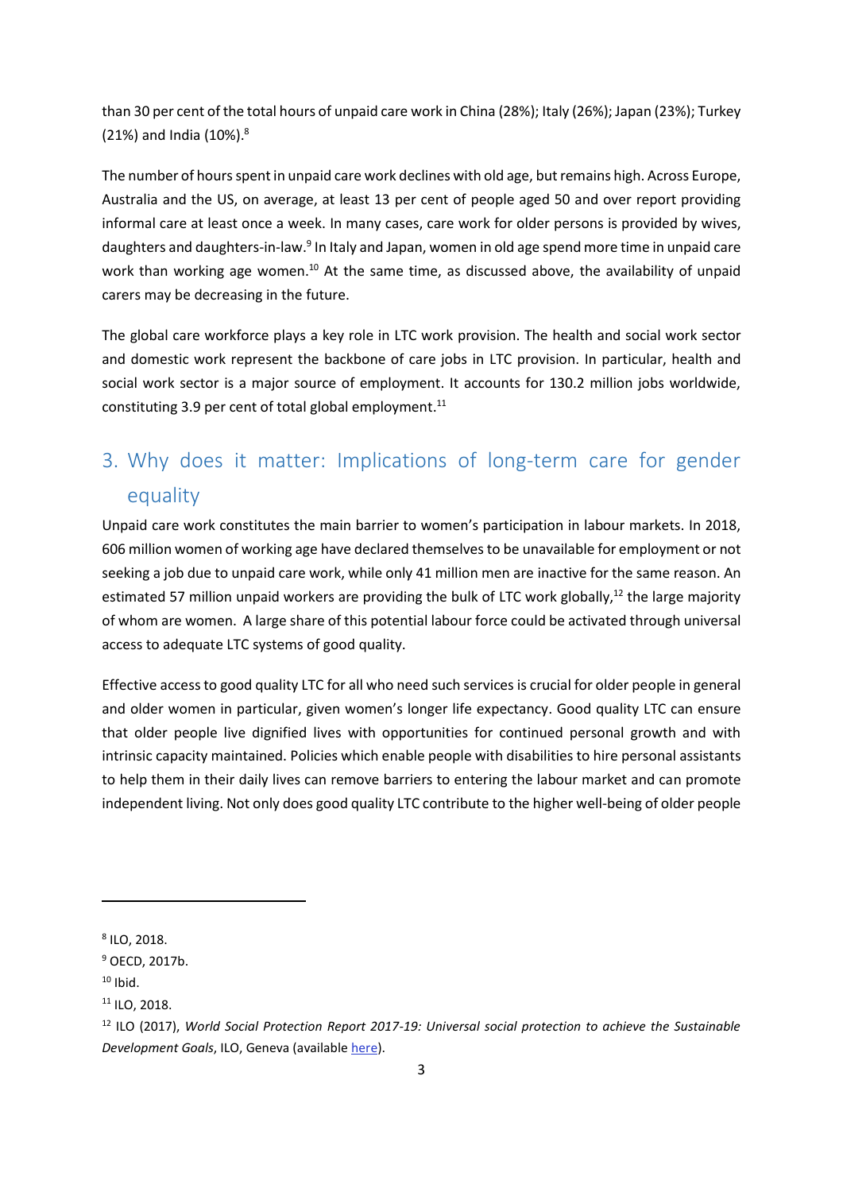than 30 per cent of the total hours of unpaid care work in China (28%); Italy (26%); Japan (23%); Turkey (21%) and India (10%).[8]

The number of hours spent in unpaid care work declines with old age, but remains high. Across Europe, Australia and the US, on average, at least 13 per cent of people aged 50 and over report providing informal care at least once a week. In many cases, care work for older persons is provided by wives, daughters and daughters-in-law.[9] In Italy and Japan, women in old age spend more time in unpaid care work than working age women.[10] At the same time, as discussed above, the availability of unpaid carers may be decreasing in the future.

The global care workforce plays a key role in LTC work provision. The health and social work sector and domestic work represent the backbone of care jobs in LTC provision. In particular, health and social work sector is a major source of employment. It accounts for 130.2 million jobs worldwide, constituting 3.9 per cent of total global employment.[11]

## 3. Why does it matter: Implications of long-term care for gender equality

Unpaid care work constitutes the main barrier to women's participation in labour markets. In 2018, 606 million women of working age have declared themselves to be unavailable for employment or not seeking a job due to unpaid care work, while only 41 million men are inactive for the same reason. An estimated 57 million unpaid workers are providing the bulk of LTC work globally,[12] the large majority of whom are women. A large share of this potential labour force could be activated through universal access to adequate LTC systems of good quality.

Effective access to good quality LTC for all who need such services is crucial for older people in general and older women in particular, given women's longer life expectancy. Good quality LTC can ensure that older people live dignified lives with opportunities for continued personal growth and with intrinsic capacity maintained. Policies which enable people with disabilities to hire personal assistants to help them in their daily lives can remove barriers to entering the labour market and can promote independent living. Not only does good quality LTC contribute to the higher well-being of older people

---

[8] ILO, 2018.

[9] OECD, 2017b.

[10] Ibid.

[11] ILO, 2018.

[12] ILO (2017), *World Social Protection Report 2017-19: Universal social protection to achieve the Sustainable Development Goals*, ILO, Geneva (available here).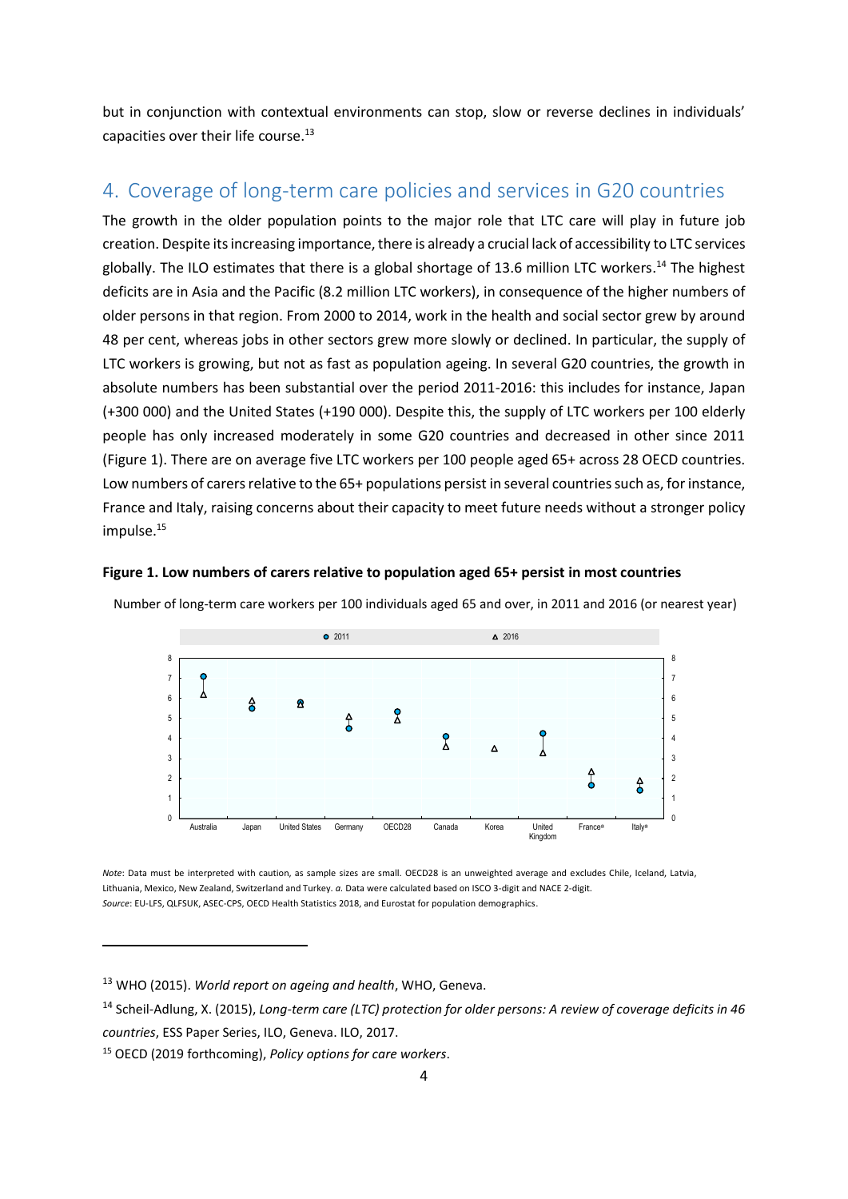but in conjunction with contextual environments can stop, slow or reverse declines in individuals' capacities over their life course.[13]

## 4. Coverage of long-term care policies and services in G20 countries

The growth in the older population points to the major role that LTC care will play in future job creation. Despite its increasing importance, there is already a crucial lack of accessibility to LTC services globally. The ILO estimates that there is a global shortage of 13.6 million LTC workers.[14] The highest deficits are in Asia and the Pacific (8.2 million LTC workers), in consequence of the higher numbers of older persons in that region. From 2000 to 2014, work in the health and social sector grew by around 48 per cent, whereas jobs in other sectors grew more slowly or declined. In particular, the supply of LTC workers is growing, but not as fast as population ageing. In several G20 countries, the growth in absolute numbers has been substantial over the period 2011-2016: this includes for instance, Japan (+300 000) and the United States (+190 000). Despite this, the supply of LTC workers per 100 elderly people has only increased moderately in some G20 countries and decreased in other since 2011 (Figure 1). There are on average five LTC workers per 100 people aged 65+ across 28 OECD countries. Low numbers of carers relative to the 65+ populations persist in several countries such as, for instance, France and Italy, raising concerns about their capacity to meet future needs without a stronger policy impulse.[15]

**Figure 1. Low numbers of carers relative to population aged 65+ persist in most countries**

Number of long-term care workers per 100 individuals aged 65 and over, in 2011 and 2016 (or nearest year)

2011
2016

0
1
2
3
4
5
6
7
8

Australia
Japan
United States
Germany
OECD28
Canada
Korea
United Kingdom
France[a]
Italy[a]

*Note*: Data must be interpreted with caution, as sample sizes are small. OECD28 is an unweighted average and excludes Chile, Iceland, Latvia, Lithuania, Mexico, New Zealand, Switzerland and Turkey. *a.* Data were calculated based on ISCO 3-digit and NACE 2-digit.
*Source*: EU-LFS, QLFSUK, ASEC-CPS, OECD Health Statistics 2018, and Eurostat for population demographics.

---

[13] WHO (2015). *World report on ageing and health*, WHO, Geneva.

[14] Scheil-Adlung, X. (2015), *Long-term care (LTC) protection for older persons: A review of coverage deficits in 46 countries*, ESS Paper Series, ILO, Geneva. ILO, 2017.

[15] OECD (2019 forthcoming), *Policy options for care workers*.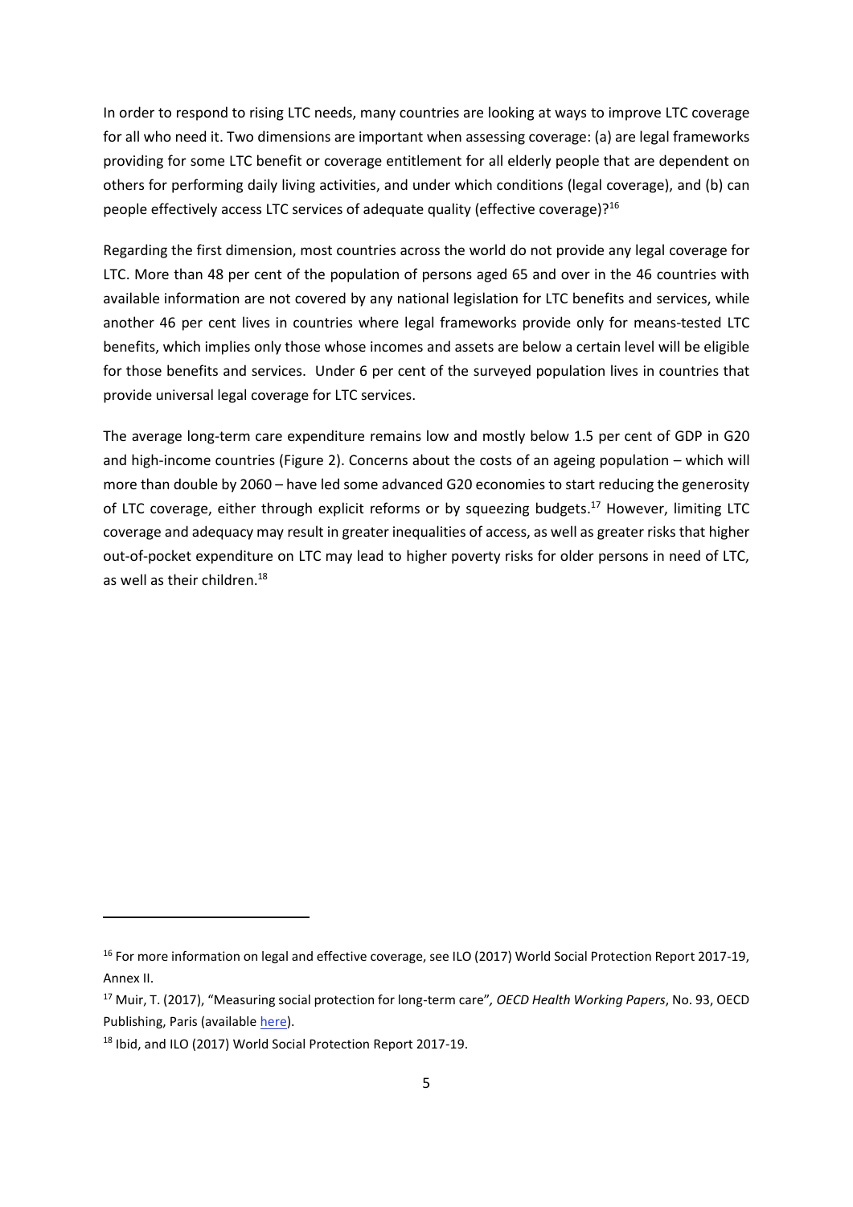In order to respond to rising LTC needs, many countries are looking at ways to improve LTC coverage for all who need it. Two dimensions are important when assessing coverage: (a) are legal frameworks providing for some LTC benefit or coverage entitlement for all elderly people that are dependent on others for performing daily living activities, and under which conditions (legal coverage), and (b) can people effectively access LTC services of adequate quality (effective coverage)?[16]

Regarding the first dimension, most countries across the world do not provide any legal coverage for LTC. More than 48 per cent of the population of persons aged 65 and over in the 46 countries with available information are not covered by any national legislation for LTC benefits and services, while another 46 per cent lives in countries where legal frameworks provide only for means-tested LTC benefits, which implies only those whose incomes and assets are below a certain level will be eligible for those benefits and services. Under 6 per cent of the surveyed population lives in countries that provide universal legal coverage for LTC services.

The average long-term care expenditure remains low and mostly below 1.5 per cent of GDP in G20 and high-income countries (Figure 2). Concerns about the costs of an ageing population – which will more than double by 2060 – have led some advanced G20 economies to start reducing the generosity of LTC coverage, either through explicit reforms or by squeezing budgets.[17] However, limiting LTC coverage and adequacy may result in greater inequalities of access, as well as greater risks that higher out-of-pocket expenditure on LTC may lead to higher poverty risks for older persons in need of LTC, as well as their children.[18]

---

[16] For more information on legal and effective coverage, see ILO (2017) World Social Protection Report 2017-19, Annex II.

[17] Muir, T. (2017), "Measuring social protection for long-term care", *OECD Health Working Papers*, No. 93, OECD Publishing, Paris (available here).

[18] Ibid, and ILO (2017) World Social Protection Report 2017-19.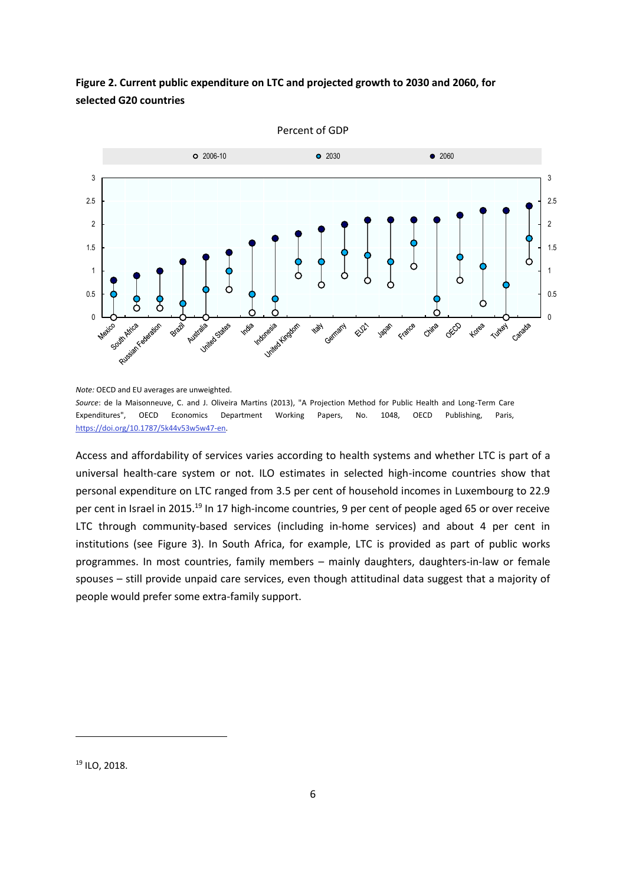**Figure 2. Current public expenditure on LTC and projected growth to 2030 and 2060, for selected G20 countries**

Percent of GDP

2006-10
2030
2060

3
2.5
2
1.5
1
0.5
0

Mexico
South Africa
Russian Federation
Brazil
Australia
United States
India
Indonesia
United Kingdom
Italy
Germany
EU21
Japan
France
China
OECD
Korea
Turkey
Canada

*Note:* OECD and EU averages are unweighted.

*Source*: de la Maisonneuve, C. and J. Oliveira Martins (2013), "A Projection Method for Public Health and Long-Term Care Expenditures", OECD Economics Department Working Papers, No. 1048, OECD Publishing, Paris, https://doi.org/10.1787/5k44v53w5w47-en.

Access and affordability of services varies according to health systems and whether LTC is part of a universal health-care system or not. ILO estimates in selected high-income countries show that personal expenditure on LTC ranged from 3.5 per cent of household incomes in Luxembourg to 22.9 per cent in Israel in 2015.[19] In 17 high-income countries, 9 per cent of people aged 65 or over receive LTC through community-based services (including in-home services) and about 4 per cent in institutions (see Figure 3). In South Africa, for example, LTC is provided as part of public works programmes. In most countries, family members – mainly daughters, daughters-in-law or female spouses – still provide unpaid care services, even though attitudinal data suggest that a majority of people would prefer some extra-family support.

[19] ILO, 2018.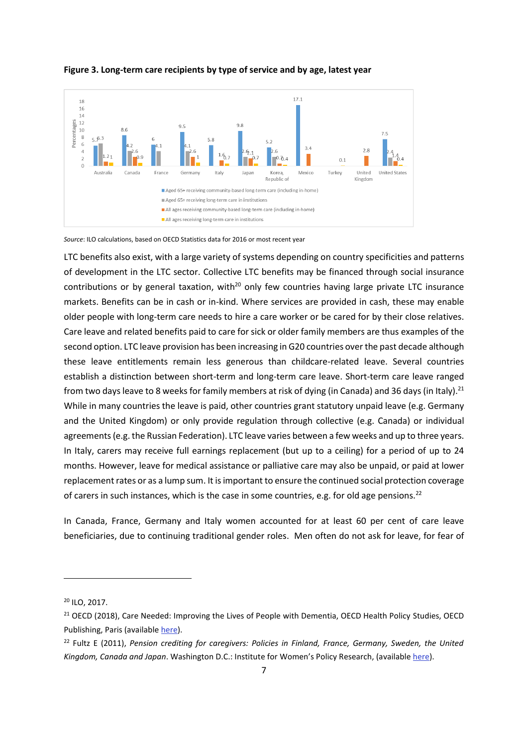**Figure 3. Long-term care recipients by type of service and by age, latest year**

Percentages

18
16
14
12
10
8
6
4
2
0

5.7 6.3 1.2 1
8.6 4.2 2.6 0.9
6 4.1
9.5 4.1 2.6 1
5.8 1.6 0.7
9.8 2.6 2.1 0.7
5.2 2.6 0.7 0.4
17.1 3.4
0.1
2.8
7.5 2.4 1.4 0.4

Australia
Canada
France
Germany
Italy
Japan
Korea, Republic of
Mexico
Turkey
United Kingdom
United States

Aged 65+ receiving community-based long-term care (including in-home)
Aged 65+ receiving long-term care in institutions
All ages receiving community-based long-term care (including in-home)
All ages receiving long-term care in institutions

*Source*: ILO calculations, based on OECD Statistics data for 2016 or most recent year

LTC benefits also exist, with a large variety of systems depending on country specificities and patterns of development in the LTC sector. Collective LTC benefits may be financed through social insurance contributions or by general taxation, with[20] only few countries having large private LTC insurance markets. Benefits can be in cash or in-kind. Where services are provided in cash, these may enable older people with long-term care needs to hire a care worker or be cared for by their close relatives. Care leave and related benefits paid to care for sick or older family members are thus examples of the second option. LTC leave provision has been increasing in G20 countries over the past decade although these leave entitlements remain less generous than childcare-related leave. Several countries establish a distinction between short-term and long-term care leave. Short-term care leave ranged from two days leave to 8 weeks for family members at risk of dying (in Canada) and 36 days (in Italy).[21] While in many countries the leave is paid, other countries grant statutory unpaid leave (e.g. Germany and the United Kingdom) or only provide regulation through collective (e.g. Canada) or individual agreements (e.g. the Russian Federation). LTC leave varies between a few weeks and up to three years. In Italy, carers may receive full earnings replacement (but up to a ceiling) for a period of up to 24 months. However, leave for medical assistance or palliative care may also be unpaid, or paid at lower replacement rates or as a lump sum. It is important to ensure the continued social protection coverage of carers in such instances, which is the case in some countries, e.g. for old age pensions.[22]

In Canada, France, Germany and Italy women accounted for at least 60 per cent of care leave beneficiaries, due to continuing traditional gender roles. Men often do not ask for leave, for fear of

---

[20] ILO, 2017.

[21] OECD (2018), Care Needed: Improving the Lives of People with Dementia, OECD Health Policy Studies, OECD Publishing, Paris (available here).

[22] Fultz E (2011), *Pension crediting for caregivers: Policies in Finland, France, Germany, Sweden, the United Kingdom, Canada and Japan*. Washington D.C.: Institute for Women's Policy Research, (available here).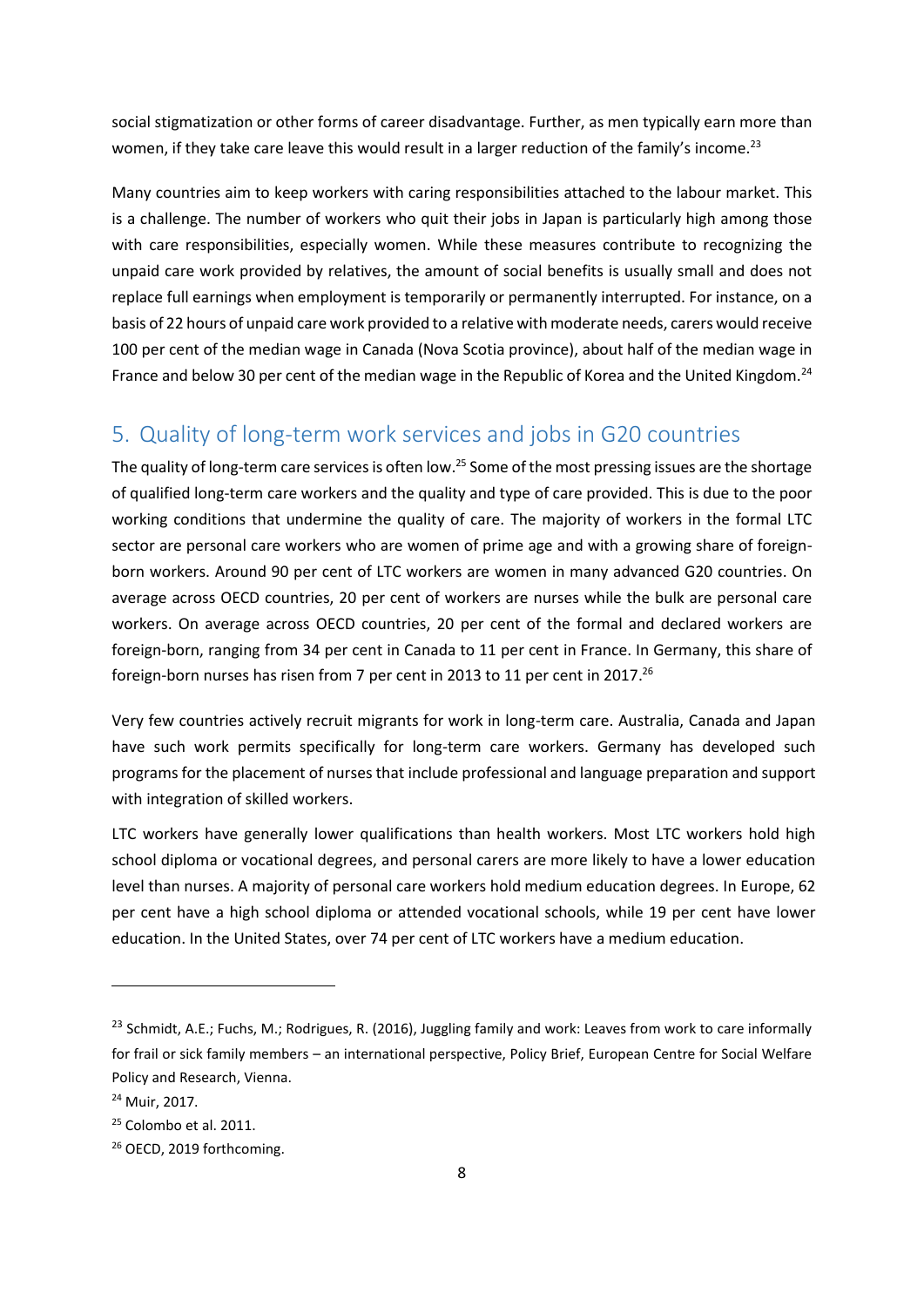social stigmatization or other forms of career disadvantage. Further, as men typically earn more than women, if they take care leave this would result in a larger reduction of the family's income.[23]

Many countries aim to keep workers with caring responsibilities attached to the labour market. This is a challenge. The number of workers who quit their jobs in Japan is particularly high among those with care responsibilities, especially women. While these measures contribute to recognizing the unpaid care work provided by relatives, the amount of social benefits is usually small and does not replace full earnings when employment is temporarily or permanently interrupted. For instance, on a basis of 22 hours of unpaid care work provided to a relative with moderate needs, carers would receive 100 per cent of the median wage in Canada (Nova Scotia province), about half of the median wage in France and below 30 per cent of the median wage in the Republic of Korea and the United Kingdom.[24]

## 5. Quality of long-term work services and jobs in G20 countries

The quality of long-term care services is often low.[25] Some of the most pressing issues are the shortage of qualified long-term care workers and the quality and type of care provided. This is due to the poor working conditions that undermine the quality of care. The majority of workers in the formal LTC sector are personal care workers who are women of prime age and with a growing share of foreign-born workers. Around 90 per cent of LTC workers are women in many advanced G20 countries. On average across OECD countries, 20 per cent of workers are nurses while the bulk are personal care workers. On average across OECD countries, 20 per cent of the formal and declared workers are foreign-born, ranging from 34 per cent in Canada to 11 per cent in France. In Germany, this share of foreign-born nurses has risen from 7 per cent in 2013 to 11 per cent in 2017.[26]

Very few countries actively recruit migrants for work in long-term care. Australia, Canada and Japan have such work permits specifically for long-term care workers. Germany has developed such programs for the placement of nurses that include professional and language preparation and support with integration of skilled workers.

LTC workers have generally lower qualifications than health workers. Most LTC workers hold high school diploma or vocational degrees, and personal carers are more likely to have a lower education level than nurses. A majority of personal care workers hold medium education degrees. In Europe, 62 per cent have a high school diploma or attended vocational schools, while 19 per cent have lower education. In the United States, over 74 per cent of LTC workers have a medium education.

---

[23] Schmidt, A.E.; Fuchs, M.; Rodrigues, R. (2016), Juggling family and work: Leaves from work to care informally for frail or sick family members – an international perspective, Policy Brief, European Centre for Social Welfare Policy and Research, Vienna.

[24] Muir, 2017.

[25] Colombo et al. 2011.

[26] OECD, 2019 forthcoming.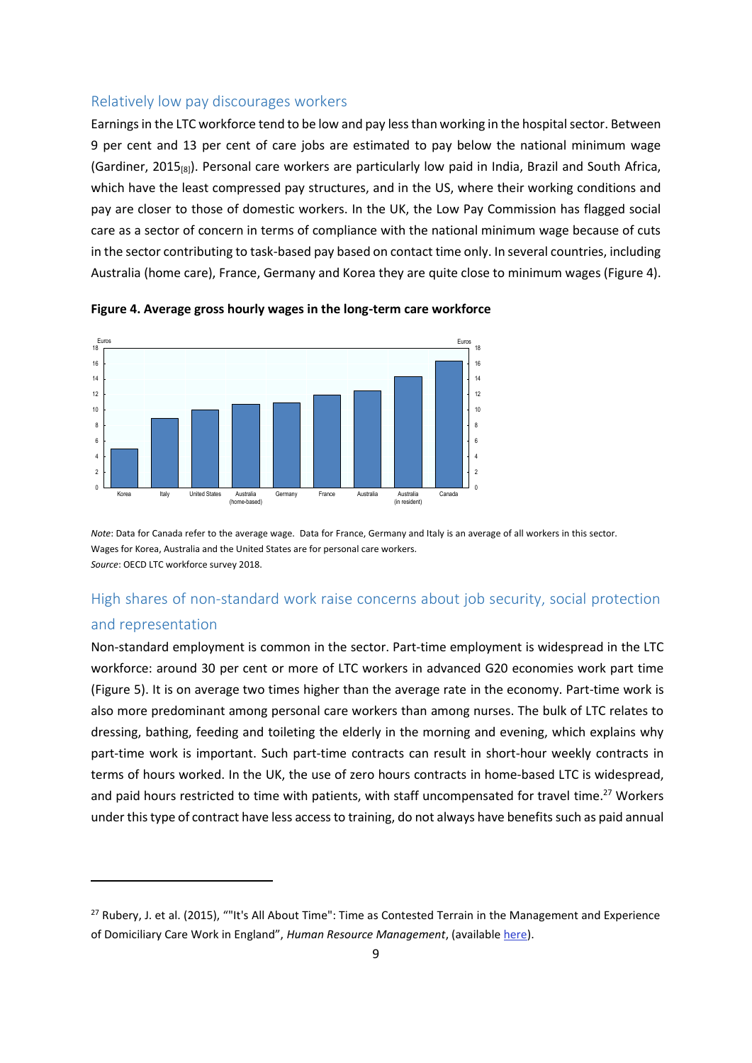## Relatively low pay discourages workers

Earnings in the LTC workforce tend to be low and pay less than working in the hospital sector. Between 9 per cent and 13 per cent of care jobs are estimated to pay below the national minimum wage (Gardiner, 2015[8]). Personal care workers are particularly low paid in India, Brazil and South Africa, which have the least compressed pay structures, and in the US, where their working conditions and pay are closer to those of domestic workers. In the UK, the Low Pay Commission has flagged social care as a sector of concern in terms of compliance with the national minimum wage because of cuts in the sector contributing to task-based pay based on contact time only. In several countries, including Australia (home care), France, Germany and Korea they are quite close to minimum wages (Figure 4).

**Figure 4. Average gross hourly wages in the long-term care workforce**

Euros

Euros

18
16
14
12
10
8
6
4
2
0

Korea
Italy
United States
Australia (home-based)
Germany
France
Australia
Australia (in resident)
Canada

*Note*: Data for Canada refer to the average wage. Data for France, Germany and Italy is an average of all workers in this sector. Wages for Korea, Australia and the United States are for personal care workers.
*Source*: OECD LTC workforce survey 2018.

## High shares of non-standard work raise concerns about job security, social protection and representation

Non-standard employment is common in the sector. Part-time employment is widespread in the LTC workforce: around 30 per cent or more of LTC workers in advanced G20 economies work part time (Figure 5). It is on average two times higher than the average rate in the economy. Part-time work is also more predominant among personal care workers than among nurses. The bulk of LTC relates to dressing, bathing, feeding and toileting the elderly in the morning and evening, which explains why part-time work is important. Such part-time contracts can result in short-hour weekly contracts in terms of hours worked. In the UK, the use of zero hours contracts in home-based LTC is widespread, and paid hours restricted to time with patients, with staff uncompensated for travel time.[27] Workers under this type of contract have less access to training, do not always have benefits such as paid annual

[27] Rubery, J. et al. (2015), ""It's All About Time": Time as Contested Terrain in the Management and Experience of Domiciliary Care Work in England", *Human Resource Management*, (available here).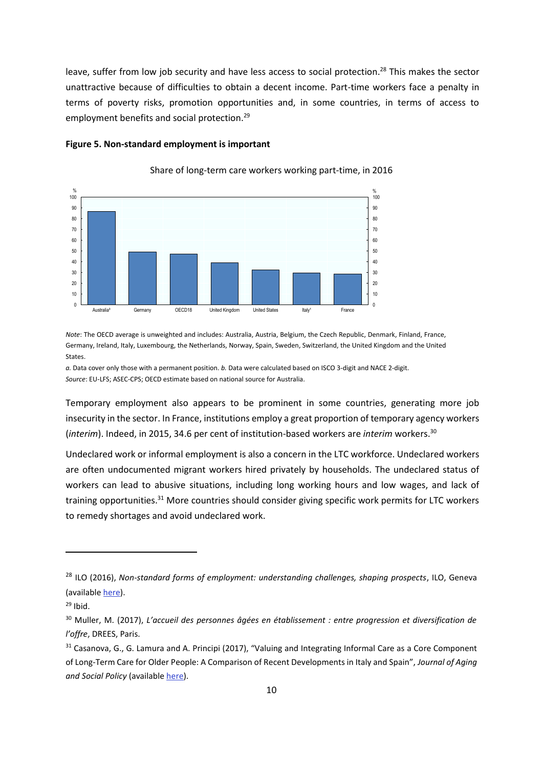leave, suffer from low job security and have less access to social protection.[28] This makes the sector unattractive because of difficulties to obtain a decent income. Part-time workers face a penalty in terms of poverty risks, promotion opportunities and, in some countries, in terms of access to employment benefits and social protection.[29]

**Figure 5. Non-standard employment is important**

Share of long-term care workers working part-time, in 2016

%
100
90
80
70
60
50
40
30
20
10
0

Australia[a]
Germany
OECD18
United Kingdom
United States
Italy[b]
France

*Note*: The OECD average is unweighted and includes: Australia, Austria, Belgium, the Czech Republic, Denmark, Finland, France, Germany, Ireland, Italy, Luxembourg, the Netherlands, Norway, Spain, Sweden, Switzerland, the United Kingdom and the United States.

*a.* Data cover only those with a permanent position. *b.* Data were calculated based on ISCO 3-digit and NACE 2-digit.

*Source*: EU-LFS; ASEC-CPS; OECD estimate based on national source for Australia.

Temporary employment also appears to be prominent in some countries, generating more job insecurity in the sector. In France, institutions employ a great proportion of temporary agency workers (*interim*). Indeed, in 2015, 34.6 per cent of institution-based workers are *interim* workers.[30]

Undeclared work or informal employment is also a concern in the LTC workforce. Undeclared workers are often undocumented migrant workers hired privately by households. The undeclared status of workers can lead to abusive situations, including long working hours and low wages, and lack of training opportunities.[31] More countries should consider giving specific work permits for LTC workers to remedy shortages and avoid undeclared work.

---

[28] ILO (2016), *Non-standard forms of employment: understanding challenges, shaping prospects*, ILO, Geneva (available here).

[29] Ibid.

[30] Muller, M. (2017), *L'accueil des personnes âgées en établissement : entre progression et diversification de l'offre*, DREES, Paris.

[31] Casanova, G., G. Lamura and A. Principi (2017), "Valuing and Integrating Informal Care as a Core Component of Long-Term Care for Older People: A Comparison of Recent Developments in Italy and Spain", *Journal of Aging and Social Policy* (available here).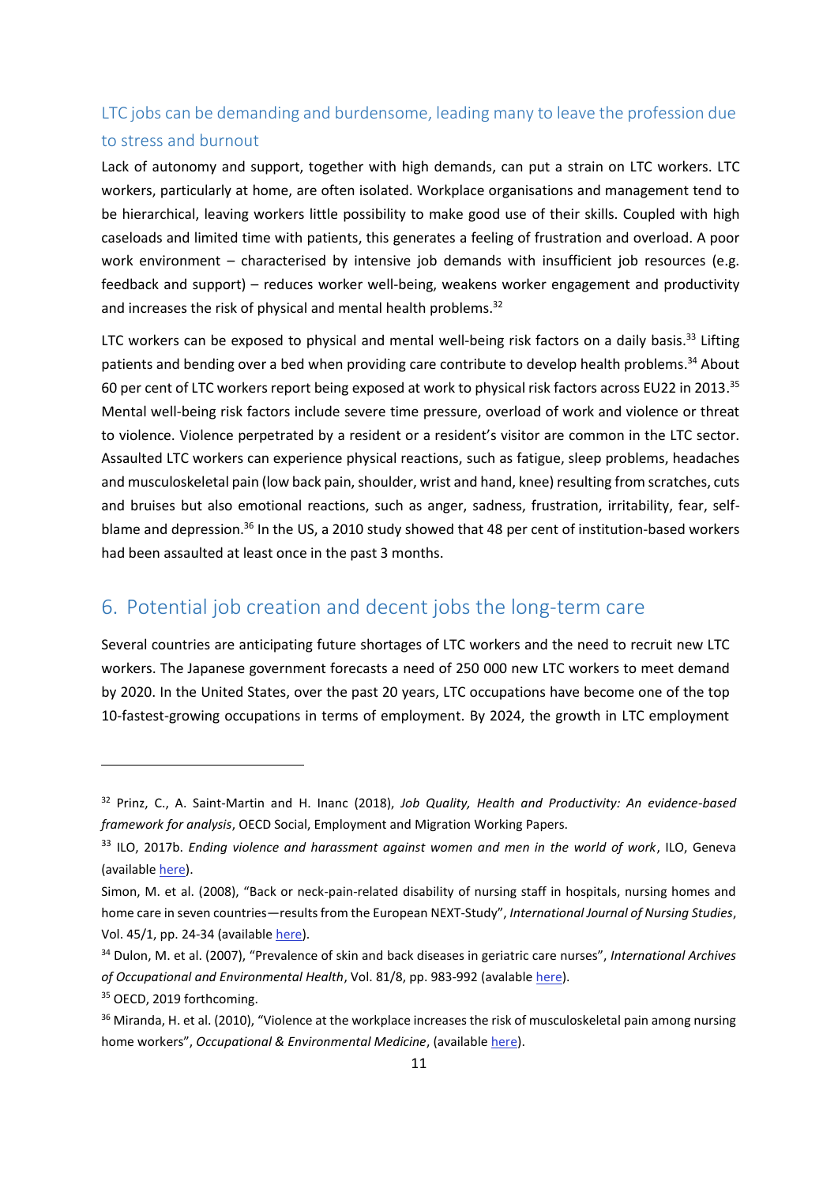### LTC jobs can be demanding and burdensome, leading many to leave the profession due to stress and burnout

Lack of autonomy and support, together with high demands, can put a strain on LTC workers. LTC workers, particularly at home, are often isolated. Workplace organisations and management tend to be hierarchical, leaving workers little possibility to make good use of their skills. Coupled with high caseloads and limited time with patients, this generates a feeling of frustration and overload. A poor work environment – characterised by intensive job demands with insufficient job resources (e.g. feedback and support) – reduces worker well-being, weakens worker engagement and productivity and increases the risk of physical and mental health problems.[32]

LTC workers can be exposed to physical and mental well-being risk factors on a daily basis.[33] Lifting patients and bending over a bed when providing care contribute to develop health problems.[34] About 60 per cent of LTC workers report being exposed at work to physical risk factors across EU22 in 2013.[35] Mental well-being risk factors include severe time pressure, overload of work and violence or threat to violence. Violence perpetrated by a resident or a resident's visitor are common in the LTC sector. Assaulted LTC workers can experience physical reactions, such as fatigue, sleep problems, headaches and musculoskeletal pain (low back pain, shoulder, wrist and hand, knee) resulting from scratches, cuts and bruises but also emotional reactions, such as anger, sadness, frustration, irritability, fear, self-blame and depression.[36] In the US, a 2010 study showed that 48 per cent of institution-based workers had been assaulted at least once in the past 3 months.

## 6. Potential job creation and decent jobs the long-term care

Several countries are anticipating future shortages of LTC workers and the need to recruit new LTC workers. The Japanese government forecasts a need of 250 000 new LTC workers to meet demand by 2020. In the United States, over the past 20 years, LTC occupations have become one of the top 10-fastest-growing occupations in terms of employment. By 2024, the growth in LTC employment

---

[32] Prinz, C., A. Saint-Martin and H. Inanc (2018), *Job Quality, Health and Productivity: An evidence-based framework for analysis*, OECD Social, Employment and Migration Working Papers.

[33] ILO, 2017b. *Ending violence and harassment against women and men in the world of work*, ILO, Geneva (available here).

Simon, M. et al. (2008), "Back or neck-pain-related disability of nursing staff in hospitals, nursing homes and home care in seven countries—results from the European NEXT-Study", *International Journal of Nursing Studies*, Vol. 45/1, pp. 24-34 (available here).

[34] Dulon, M. et al. (2007), "Prevalence of skin and back diseases in geriatric care nurses", *International Archives of Occupational and Environmental Health*, Vol. 81/8, pp. 983-992 (avalable here).

[35] OECD, 2019 forthcoming.

[36] Miranda, H. et al. (2010), "Violence at the workplace increases the risk of musculoskeletal pain among nursing home workers", *Occupational & Environmental Medicine*, (available here).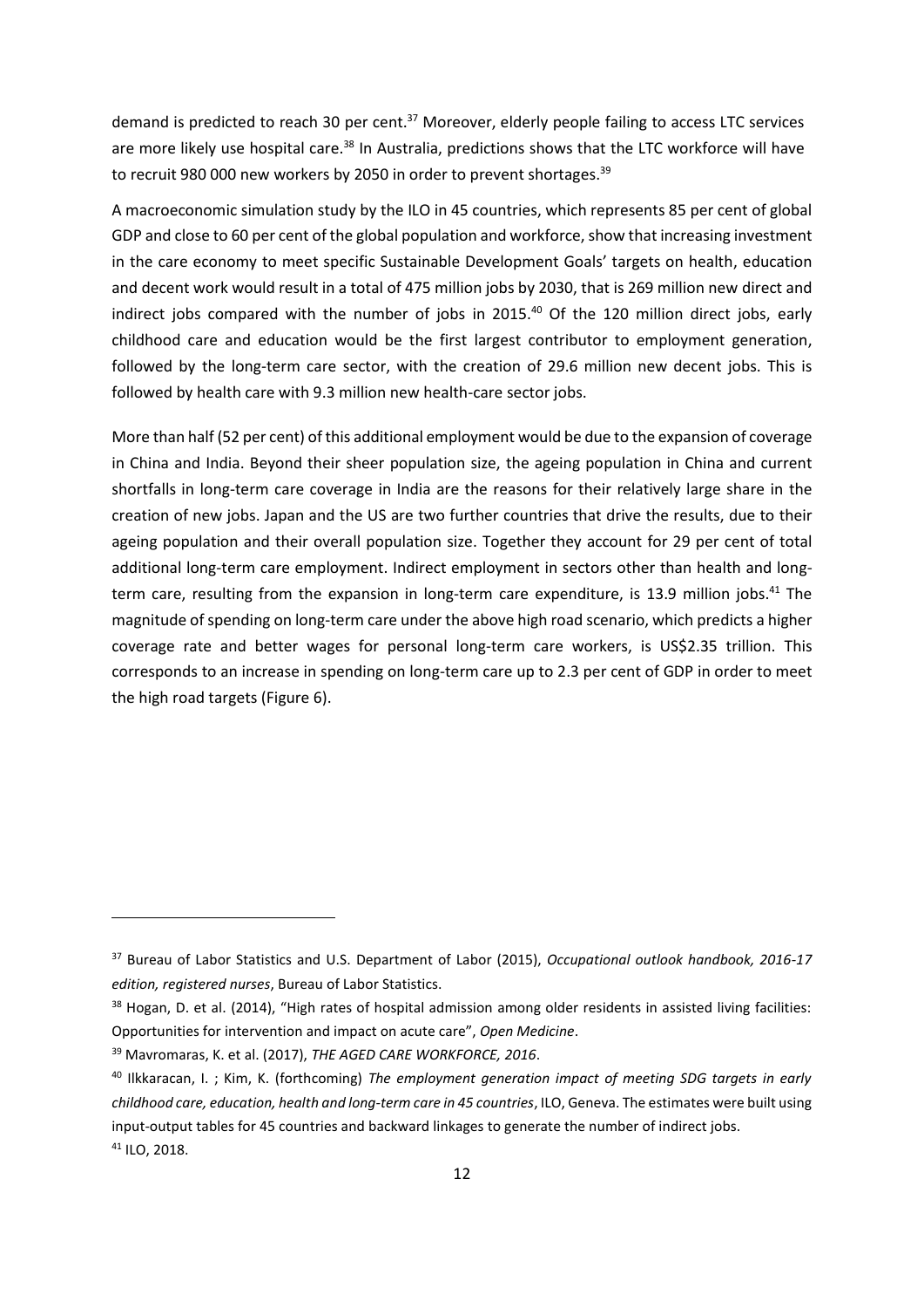demand is predicted to reach 30 per cent.[37] Moreover, elderly people failing to access LTC services are more likely use hospital care.[38] In Australia, predictions shows that the LTC workforce will have to recruit 980 000 new workers by 2050 in order to prevent shortages.[39]

A macroeconomic simulation study by the ILO in 45 countries, which represents 85 per cent of global GDP and close to 60 per cent of the global population and workforce, show that increasing investment in the care economy to meet specific Sustainable Development Goals' targets on health, education and decent work would result in a total of 475 million jobs by 2030, that is 269 million new direct and indirect jobs compared with the number of jobs in 2015.[40] Of the 120 million direct jobs, early childhood care and education would be the first largest contributor to employment generation, followed by the long-term care sector, with the creation of 29.6 million new decent jobs. This is followed by health care with 9.3 million new health-care sector jobs.

More than half (52 per cent) of this additional employment would be due to the expansion of coverage in China and India. Beyond their sheer population size, the ageing population in China and current shortfalls in long-term care coverage in India are the reasons for their relatively large share in the creation of new jobs. Japan and the US are two further countries that drive the results, due to their ageing population and their overall population size. Together they account for 29 per cent of total additional long-term care employment. Indirect employment in sectors other than health and long-term care, resulting from the expansion in long-term care expenditure, is 13.9 million jobs.[41] The magnitude of spending on long-term care under the above high road scenario, which predicts a higher coverage rate and better wages for personal long-term care workers, is US$2.35 trillion. This corresponds to an increase in spending on long-term care up to 2.3 per cent of GDP in order to meet the high road targets (Figure 6).

---

[37] Bureau of Labor Statistics and U.S. Department of Labor (2015), *Occupational outlook handbook, 2016-17 edition, registered nurses*, Bureau of Labor Statistics.

[38] Hogan, D. et al. (2014), "High rates of hospital admission among older residents in assisted living facilities: Opportunities for intervention and impact on acute care", *Open Medicine*.

[39] Mavromaras, K. et al. (2017), *THE AGED CARE WORKFORCE, 2016*.

[40] Ilkkaracan, I. ; Kim, K. (forthcoming) *The employment generation impact of meeting SDG targets in early childhood care, education, health and long-term care in 45 countries*, ILO, Geneva. The estimates were built using input-output tables for 45 countries and backward linkages to generate the number of indirect jobs.

[41] ILO, 2018.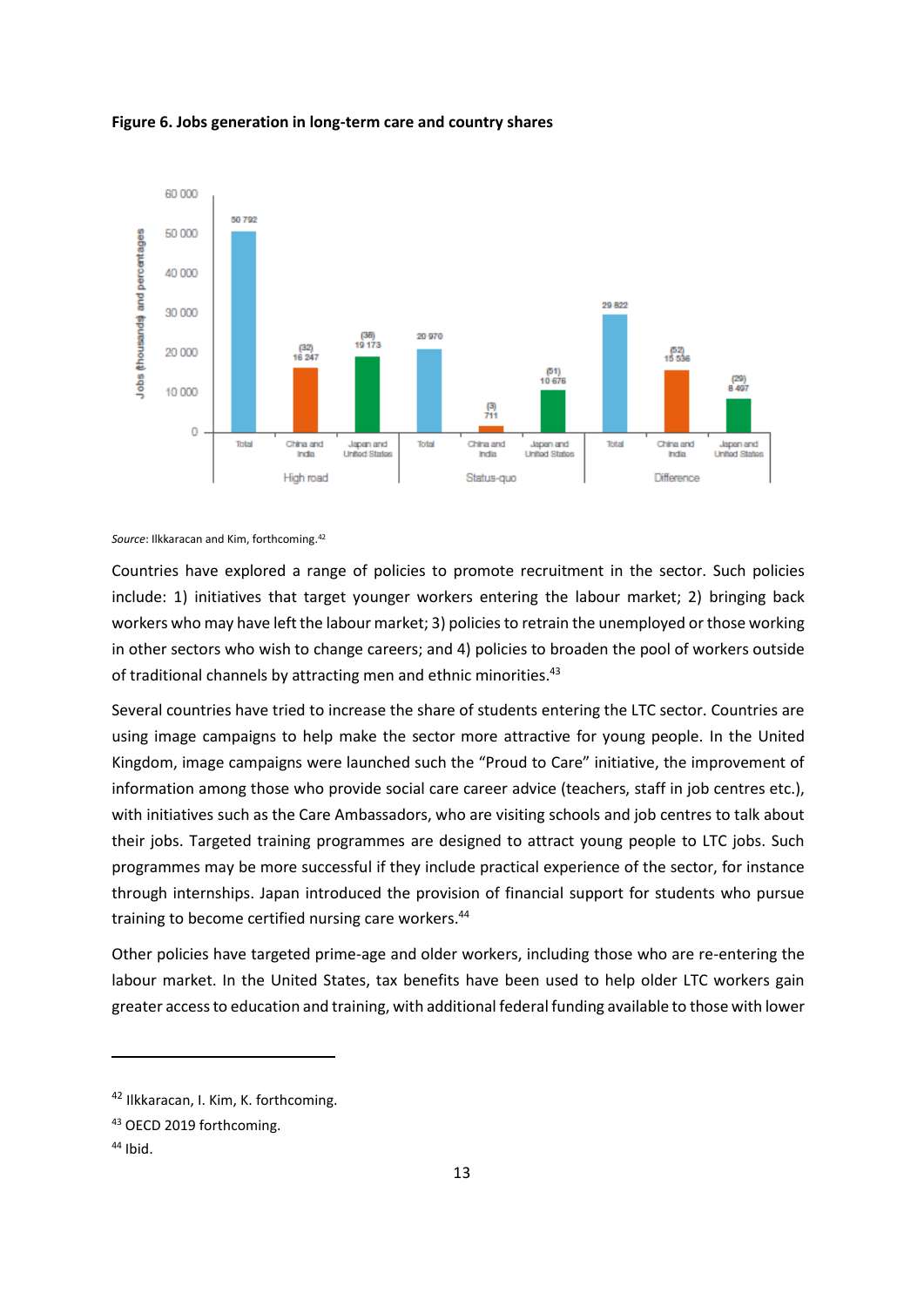**Figure 6. Jobs generation in long-term care and country shares**

Jobs (thousands) and percentages

60 000
50 000
40 000
30 000
20 000
10 000
0

50 792
(32) 16 247
(38) 19 173
20 970
(3) 711
(51) 10 676
29 822
(52) 15 536
(29) 8 497

Total
China and India
Japan and United States
Total
China and India
Japan and United States
Total
China and India
Japan and United States

High road
Status-quo
Difference

*Source:* Ilkkaracan and Kim, forthcoming.[42]

Countries have explored a range of policies to promote recruitment in the sector. Such policies include: 1) initiatives that target younger workers entering the labour market; 2) bringing back workers who may have left the labour market; 3) policies to retrain the unemployed or those working in other sectors who wish to change careers; and 4) policies to broaden the pool of workers outside of traditional channels by attracting men and ethnic minorities.[43]

Several countries have tried to increase the share of students entering the LTC sector. Countries are using image campaigns to help make the sector more attractive for young people. In the United Kingdom, image campaigns were launched such the "Proud to Care" initiative, the improvement of information among those who provide social care career advice (teachers, staff in job centres etc.), with initiatives such as the Care Ambassadors, who are visiting schools and job centres to talk about their jobs. Targeted training programmes are designed to attract young people to LTC jobs. Such programmes may be more successful if they include practical experience of the sector, for instance through internships. Japan introduced the provision of financial support for students who pursue training to become certified nursing care workers.[44]

Other policies have targeted prime-age and older workers, including those who are re-entering the labour market. In the United States, tax benefits have been used to help older LTC workers gain greater access to education and training, with additional federal funding available to those with lower

---

[42] Ilkkaracan, I. Kim, K. forthcoming.

[43] OECD 2019 forthcoming.

[44] Ibid.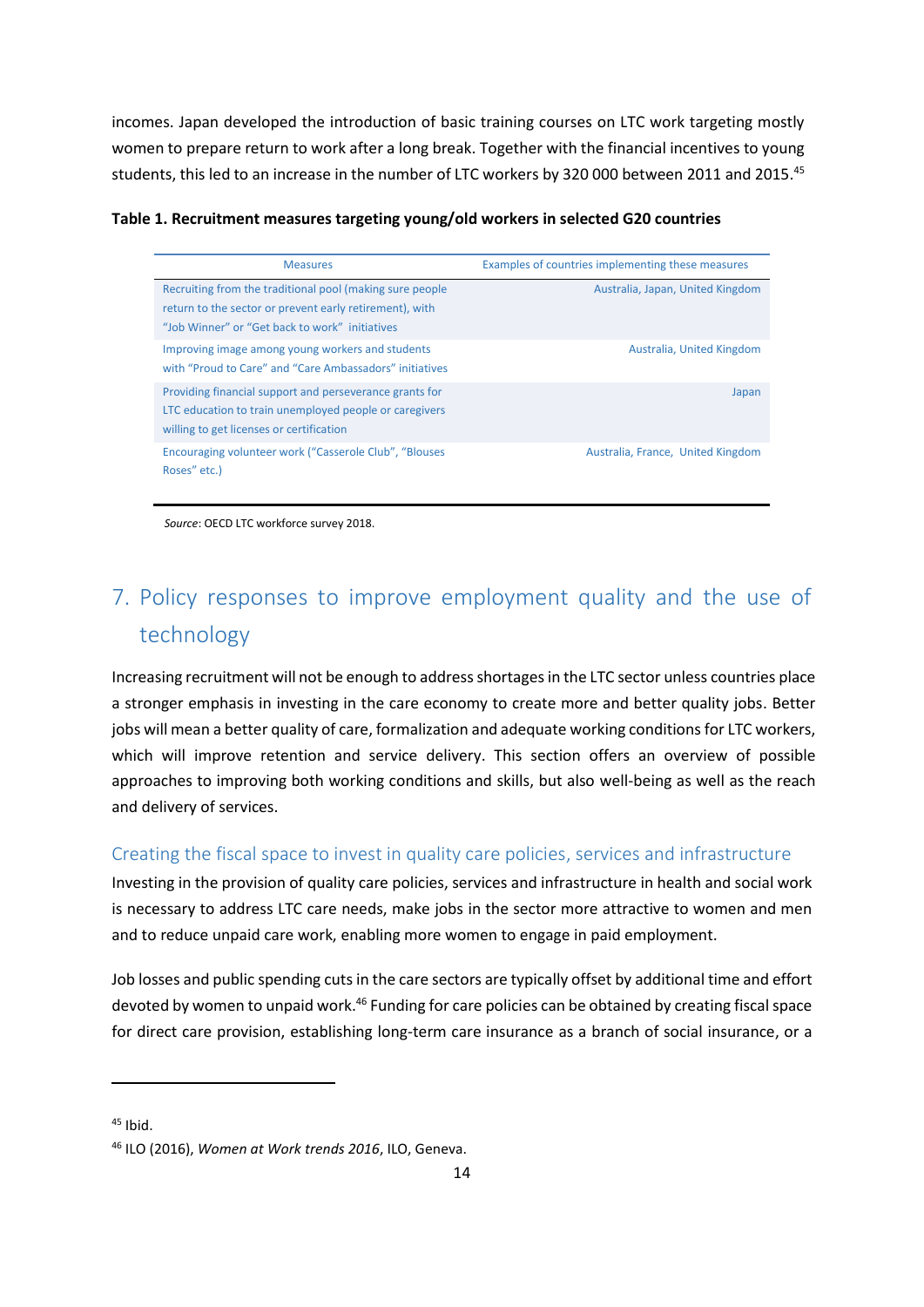incomes. Japan developed the introduction of basic training courses on LTC work targeting mostly women to prepare return to work after a long break. Together with the financial incentives to young students, this led to an increase in the number of LTC workers by 320 000 between 2011 and 2015.[45]

**Table 1. Recruitment measures targeting young/old workers in selected G20 countries**

| Measures | Examples of countries implementing these measures |
|---|---|
| Recruiting from the traditional pool (making sure people return to the sector or prevent early retirement), with "Job Winner" or "Get back to work" initiatives | Australia, Japan, United Kingdom |
| Improving image among young workers and students with "Proud to Care" and "Care Ambassadors" initiatives | Australia, United Kingdom |
| Providing financial support and perseverance grants for LTC education to train unemployed people or caregivers willing to get licenses or certification | Japan |
| Encouraging volunteer work ("Casserole Club", "Blouses Roses" etc.) | Australia, France, United Kingdom |

*Source*: OECD LTC workforce survey 2018.

# 7. Policy responses to improve employment quality and the use of technology

Increasing recruitment will not be enough to address shortages in the LTC sector unless countries place a stronger emphasis in investing in the care economy to create more and better quality jobs. Better jobs will mean a better quality of care, formalization and adequate working conditions for LTC workers, which will improve retention and service delivery. This section offers an overview of possible approaches to improving both working conditions and skills, but also well-being as well as the reach and delivery of services.

## Creating the fiscal space to invest in quality care policies, services and infrastructure

Investing in the provision of quality care policies, services and infrastructure in health and social work is necessary to address LTC care needs, make jobs in the sector more attractive to women and men and to reduce unpaid care work, enabling more women to engage in paid employment.

Job losses and public spending cuts in the care sectors are typically offset by additional time and effort devoted by women to unpaid work.[46] Funding for care policies can be obtained by creating fiscal space for direct care provision, establishing long-term care insurance as a branch of social insurance, or a

[45] Ibid.

[46] ILO (2016), *Women at Work trends 2016*, ILO, Geneva.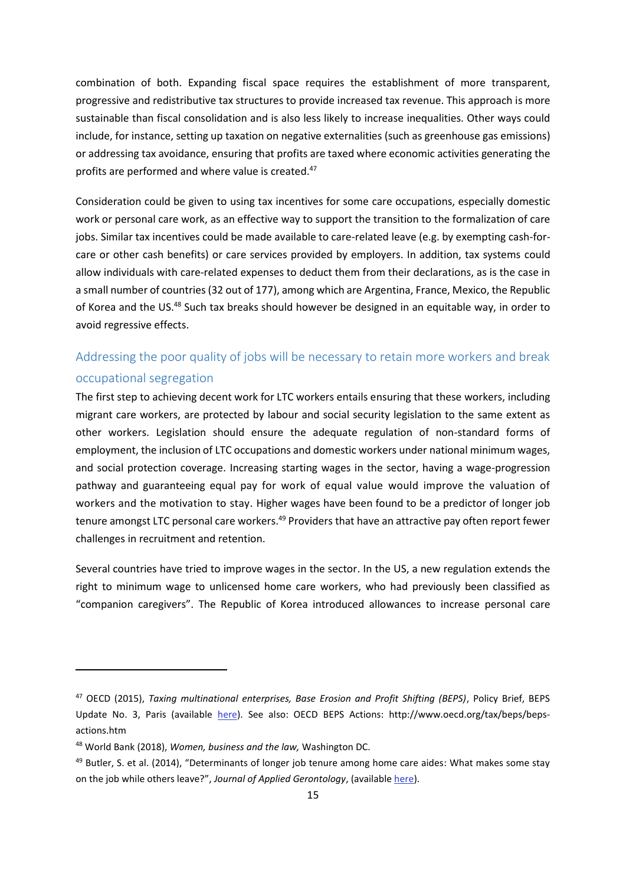combination of both. Expanding fiscal space requires the establishment of more transparent, progressive and redistributive tax structures to provide increased tax revenue. This approach is more sustainable than fiscal consolidation and is also less likely to increase inequalities. Other ways could include, for instance, setting up taxation on negative externalities (such as greenhouse gas emissions) or addressing tax avoidance, ensuring that profits are taxed where economic activities generating the profits are performed and where value is created.[47]

Consideration could be given to using tax incentives for some care occupations, especially domestic work or personal care work, as an effective way to support the transition to the formalization of care jobs. Similar tax incentives could be made available to care-related leave (e.g. by exempting cash-for-care or other cash benefits) or care services provided by employers. In addition, tax systems could allow individuals with care-related expenses to deduct them from their declarations, as is the case in a small number of countries (32 out of 177), among which are Argentina, France, Mexico, the Republic of Korea and the US.[48] Such tax breaks should however be designed in an equitable way, in order to avoid regressive effects.

## Addressing the poor quality of jobs will be necessary to retain more workers and break occupational segregation

The first step to achieving decent work for LTC workers entails ensuring that these workers, including migrant care workers, are protected by labour and social security legislation to the same extent as other workers. Legislation should ensure the adequate regulation of non-standard forms of employment, the inclusion of LTC occupations and domestic workers under national minimum wages, and social protection coverage. Increasing starting wages in the sector, having a wage-progression pathway and guaranteeing equal pay for work of equal value would improve the valuation of workers and the motivation to stay. Higher wages have been found to be a predictor of longer job tenure amongst LTC personal care workers.[49] Providers that have an attractive pay often report fewer challenges in recruitment and retention.

Several countries have tried to improve wages in the sector. In the US, a new regulation extends the right to minimum wage to unlicensed home care workers, who had previously been classified as "companion caregivers". The Republic of Korea introduced allowances to increase personal care

---

[47] OECD (2015), *Taxing multinational enterprises, Base Erosion and Profit Shifting (BEPS)*, Policy Brief, BEPS Update No. 3, Paris (available here). See also: OECD BEPS Actions: http://www.oecd.org/tax/beps/beps-actions.htm

[48] World Bank (2018), *Women, business and the law,* Washington DC.

[49] Butler, S. et al. (2014), "Determinants of longer job tenure among home care aides: What makes some stay on the job while others leave?", *Journal of Applied Gerontology*, (available here).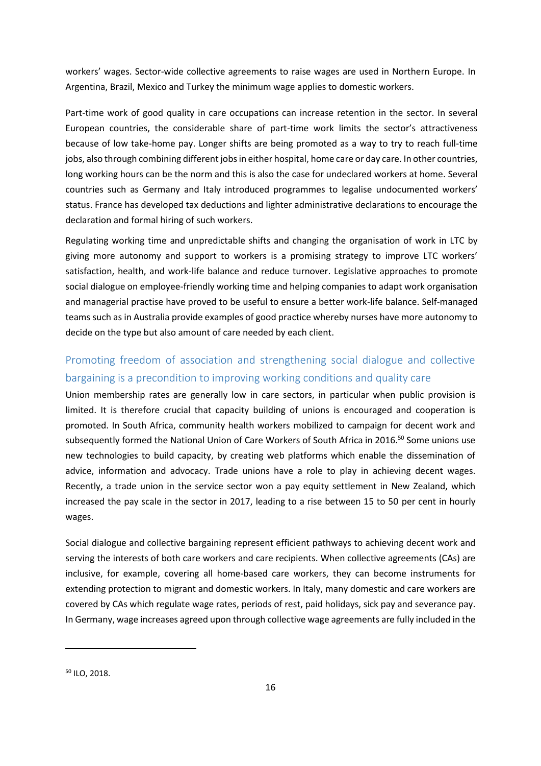workers' wages. Sector-wide collective agreements to raise wages are used in Northern Europe. In Argentina, Brazil, Mexico and Turkey the minimum wage applies to domestic workers.

Part-time work of good quality in care occupations can increase retention in the sector. In several European countries, the considerable share of part-time work limits the sector's attractiveness because of low take-home pay. Longer shifts are being promoted as a way to try to reach full-time jobs, also through combining different jobs in either hospital, home care or day care. In other countries, long working hours can be the norm and this is also the case for undeclared workers at home. Several countries such as Germany and Italy introduced programmes to legalise undocumented workers' status. France has developed tax deductions and lighter administrative declarations to encourage the declaration and formal hiring of such workers.

Regulating working time and unpredictable shifts and changing the organisation of work in LTC by giving more autonomy and support to workers is a promising strategy to improve LTC workers' satisfaction, health, and work-life balance and reduce turnover. Legislative approaches to promote social dialogue on employee-friendly working time and helping companies to adapt work organisation and managerial practise have proved to be useful to ensure a better work-life balance. Self-managed teams such as in Australia provide examples of good practice whereby nurses have more autonomy to decide on the type but also amount of care needed by each client.

## Promoting freedom of association and strengthening social dialogue and collective bargaining is a precondition to improving working conditions and quality care

Union membership rates are generally low in care sectors, in particular when public provision is limited. It is therefore crucial that capacity building of unions is encouraged and cooperation is promoted. In South Africa, community health workers mobilized to campaign for decent work and subsequently formed the National Union of Care Workers of South Africa in 2016.[50] Some unions use new technologies to build capacity, by creating web platforms which enable the dissemination of advice, information and advocacy. Trade unions have a role to play in achieving decent wages. Recently, a trade union in the service sector won a pay equity settlement in New Zealand, which increased the pay scale in the sector in 2017, leading to a rise between 15 to 50 per cent in hourly wages.

Social dialogue and collective bargaining represent efficient pathways to achieving decent work and serving the interests of both care workers and care recipients. When collective agreements (CAs) are inclusive, for example, covering all home-based care workers, they can become instruments for extending protection to migrant and domestic workers. In Italy, many domestic and care workers are covered by CAs which regulate wage rates, periods of rest, paid holidays, sick pay and severance pay. In Germany, wage increases agreed upon through collective wage agreements are fully included in the

[50] ILO, 2018.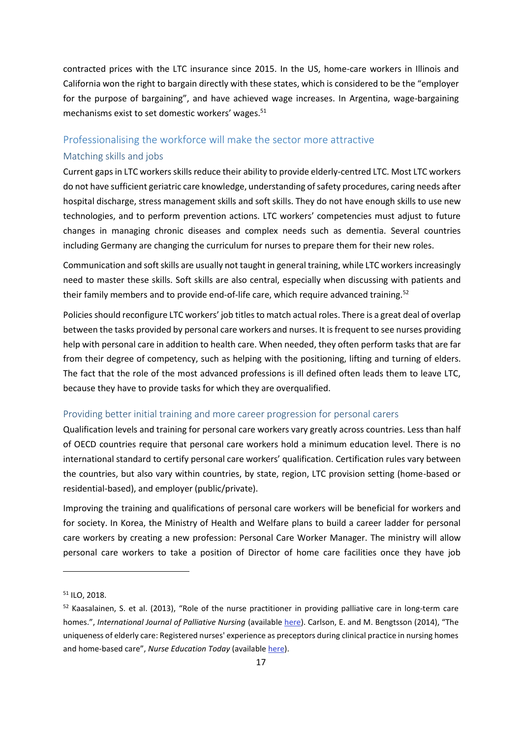contracted prices with the LTC insurance since 2015. In the US, home-care workers in Illinois and California won the right to bargain directly with these states, which is considered to be the "employer for the purpose of bargaining", and have achieved wage increases. In Argentina, wage-bargaining mechanisms exist to set domestic workers' wages.[51]

## Professionalising the workforce will make the sector more attractive

### Matching skills and jobs

Current gaps in LTC workers skills reduce their ability to provide elderly-centred LTC. Most LTC workers do not have sufficient geriatric care knowledge, understanding of safety procedures, caring needs after hospital discharge, stress management skills and soft skills. They do not have enough skills to use new technologies, and to perform prevention actions. LTC workers' competencies must adjust to future changes in managing chronic diseases and complex needs such as dementia. Several countries including Germany are changing the curriculum for nurses to prepare them for their new roles.

Communication and soft skills are usually not taught in general training, while LTC workers increasingly need to master these skills. Soft skills are also central, especially when discussing with patients and their family members and to provide end-of-life care, which require advanced training.[52]

Policies should reconfigure LTC workers' job titles to match actual roles. There is a great deal of overlap between the tasks provided by personal care workers and nurses. It is frequent to see nurses providing help with personal care in addition to health care. When needed, they often perform tasks that are far from their degree of competency, such as helping with the positioning, lifting and turning of elders. The fact that the role of the most advanced professions is ill defined often leads them to leave LTC, because they have to provide tasks for which they are overqualified.

### Providing better initial training and more career progression for personal carers

Qualification levels and training for personal care workers vary greatly across countries. Less than half of OECD countries require that personal care workers hold a minimum education level. There is no international standard to certify personal care workers' qualification. Certification rules vary between the countries, but also vary within countries, by state, region, LTC provision setting (home-based or residential-based), and employer (public/private).

Improving the training and qualifications of personal care workers will be beneficial for workers and for society. In Korea, the Ministry of Health and Welfare plans to build a career ladder for personal care workers by creating a new profession: Personal Care Worker Manager. The ministry will allow personal care workers to take a position of Director of home care facilities once they have job

---

[51] ILO, 2018.

[52] Kaasalainen, S. et al. (2013), "Role of the nurse practitioner in providing palliative care in long-term care homes.", *International Journal of Palliative Nursing* (available here). Carlson, E. and M. Bengtsson (2014), "The uniqueness of elderly care: Registered nurses' experience as preceptors during clinical practice in nursing homes and home-based care", *Nurse Education Today* (available here).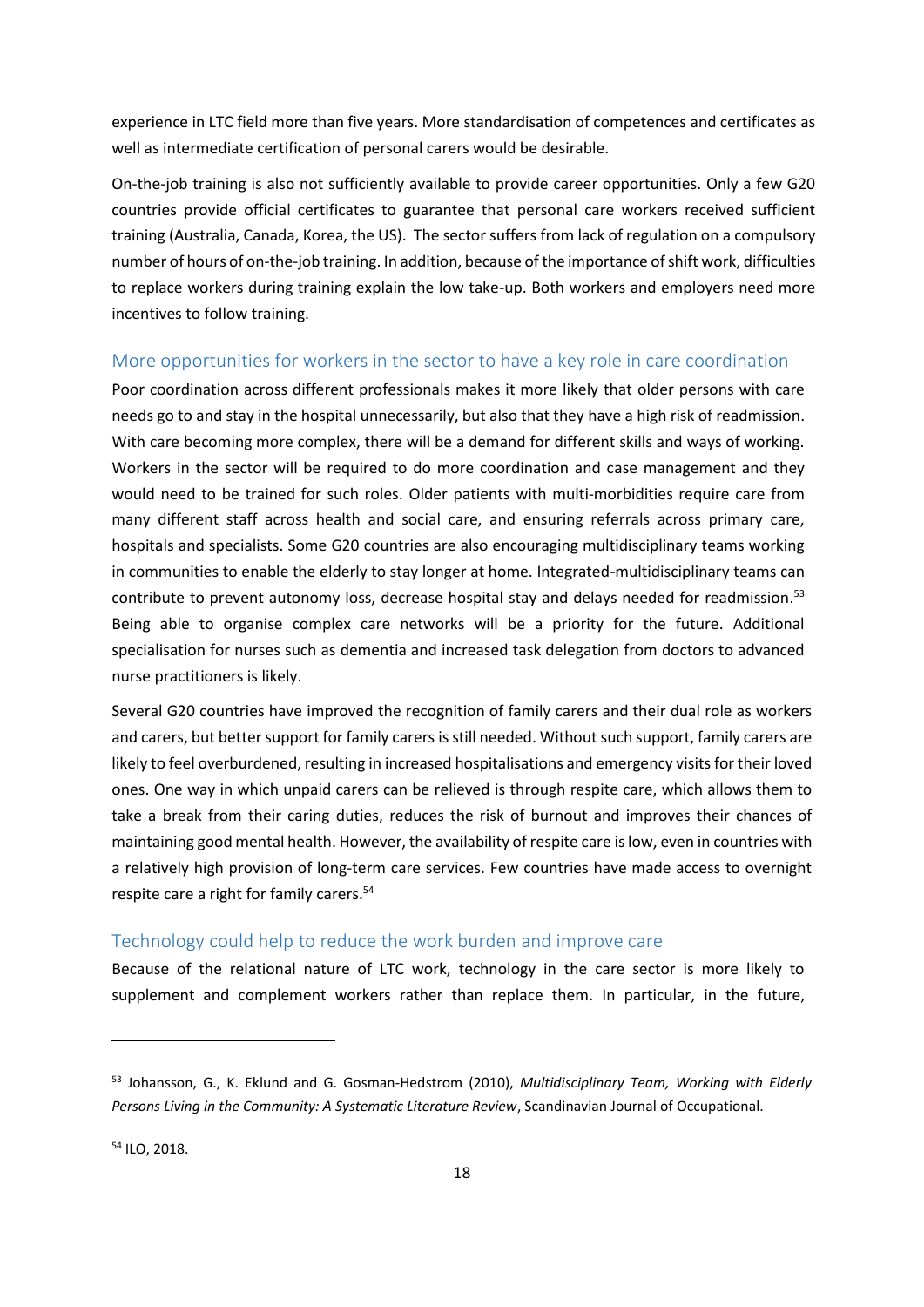experience in LTC field more than five years. More standardisation of competences and certificates as well as intermediate certification of personal carers would be desirable.

On-the-job training is also not sufficiently available to provide career opportunities. Only a few G20 countries provide official certificates to guarantee that personal care workers received sufficient training (Australia, Canada, Korea, the US). The sector suffers from lack of regulation on a compulsory number of hours of on-the-job training. In addition, because of the importance of shift work, difficulties to replace workers during training explain the low take-up. Both workers and employers need more incentives to follow training.

## More opportunities for workers in the sector to have a key role in care coordination

Poor coordination across different professionals makes it more likely that older persons with care needs go to and stay in the hospital unnecessarily, but also that they have a high risk of readmission. With care becoming more complex, there will be a demand for different skills and ways of working. Workers in the sector will be required to do more coordination and case management and they would need to be trained for such roles. Older patients with multi-morbidities require care from many different staff across health and social care, and ensuring referrals across primary care, hospitals and specialists. Some G20 countries are also encouraging multidisciplinary teams working in communities to enable the elderly to stay longer at home. Integrated-multidisciplinary teams can contribute to prevent autonomy loss, decrease hospital stay and delays needed for readmission.[53] Being able to organise complex care networks will be a priority for the future. Additional specialisation for nurses such as dementia and increased task delegation from doctors to advanced nurse practitioners is likely.

Several G20 countries have improved the recognition of family carers and their dual role as workers and carers, but better support for family carers is still needed. Without such support, family carers are likely to feel overburdened, resulting in increased hospitalisations and emergency visits for their loved ones. One way in which unpaid carers can be relieved is through respite care, which allows them to take a break from their caring duties, reduces the risk of burnout and improves their chances of maintaining good mental health. However, the availability of respite care is low, even in countries with a relatively high provision of long-term care services. Few countries have made access to overnight respite care a right for family carers.[54]

## Technology could help to reduce the work burden and improve care

Because of the relational nature of LTC work, technology in the care sector is more likely to supplement and complement workers rather than replace them. In particular, in the future,

---

[53] Johansson, G., K. Eklund and G. Gosman-Hedstrom (2010), *Multidisciplinary Team, Working with Elderly Persons Living in the Community: A Systematic Literature Review*, Scandinavian Journal of Occupational.

[54] ILO, 2018.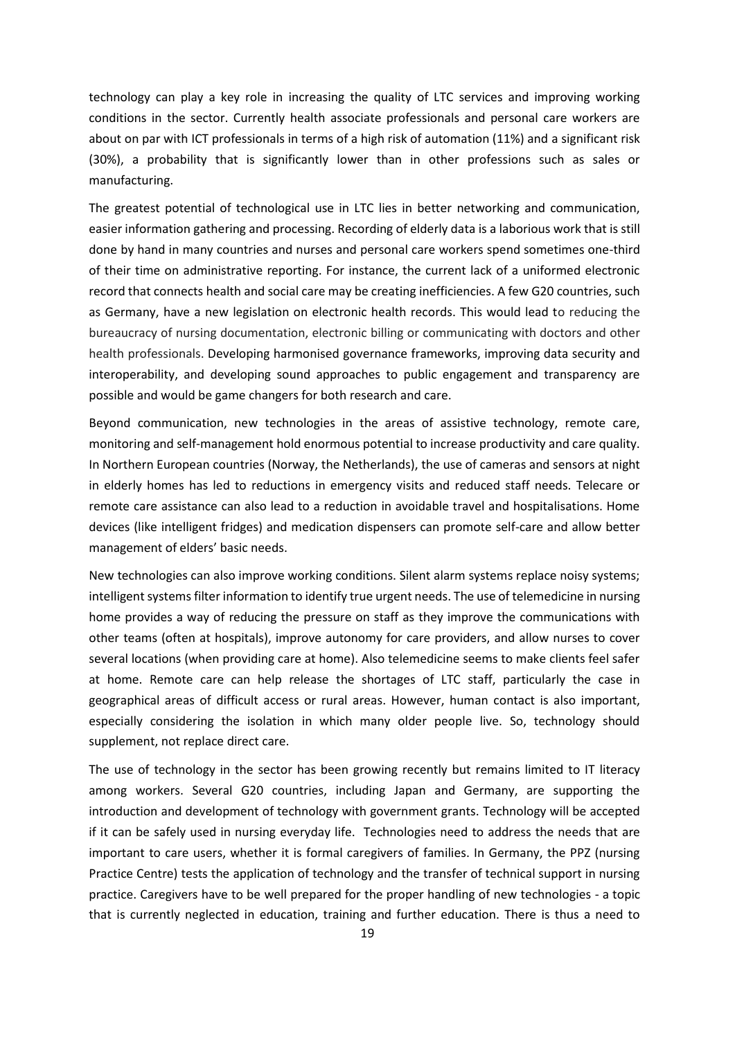technology can play a key role in increasing the quality of LTC services and improving working conditions in the sector. Currently health associate professionals and personal care workers are about on par with ICT professionals in terms of a high risk of automation (11%) and a significant risk (30%), a probability that is significantly lower than in other professions such as sales or manufacturing.

The greatest potential of technological use in LTC lies in better networking and communication, easier information gathering and processing. Recording of elderly data is a laborious work that is still done by hand in many countries and nurses and personal care workers spend sometimes one-third of their time on administrative reporting. For instance, the current lack of a uniformed electronic record that connects health and social care may be creating inefficiencies. A few G20 countries, such as Germany, have a new legislation on electronic health records. This would lead to reducing the bureaucracy of nursing documentation, electronic billing or communicating with doctors and other health professionals. Developing harmonised governance frameworks, improving data security and interoperability, and developing sound approaches to public engagement and transparency are possible and would be game changers for both research and care.

Beyond communication, new technologies in the areas of assistive technology, remote care, monitoring and self-management hold enormous potential to increase productivity and care quality. In Northern European countries (Norway, the Netherlands), the use of cameras and sensors at night in elderly homes has led to reductions in emergency visits and reduced staff needs. Telecare or remote care assistance can also lead to a reduction in avoidable travel and hospitalisations. Home devices (like intelligent fridges) and medication dispensers can promote self-care and allow better management of elders' basic needs.

New technologies can also improve working conditions. Silent alarm systems replace noisy systems; intelligent systems filter information to identify true urgent needs. The use of telemedicine in nursing home provides a way of reducing the pressure on staff as they improve the communications with other teams (often at hospitals), improve autonomy for care providers, and allow nurses to cover several locations (when providing care at home). Also telemedicine seems to make clients feel safer at home. Remote care can help release the shortages of LTC staff, particularly the case in geographical areas of difficult access or rural areas. However, human contact is also important, especially considering the isolation in which many older people live. So, technology should supplement, not replace direct care.

The use of technology in the sector has been growing recently but remains limited to IT literacy among workers. Several G20 countries, including Japan and Germany, are supporting the introduction and development of technology with government grants. Technology will be accepted if it can be safely used in nursing everyday life. Technologies need to address the needs that are important to care users, whether it is formal caregivers of families. In Germany, the PPZ (nursing Practice Centre) tests the application of technology and the transfer of technical support in nursing practice. Caregivers have to be well prepared for the proper handling of new technologies - a topic that is currently neglected in education, training and further education. There is thus a need to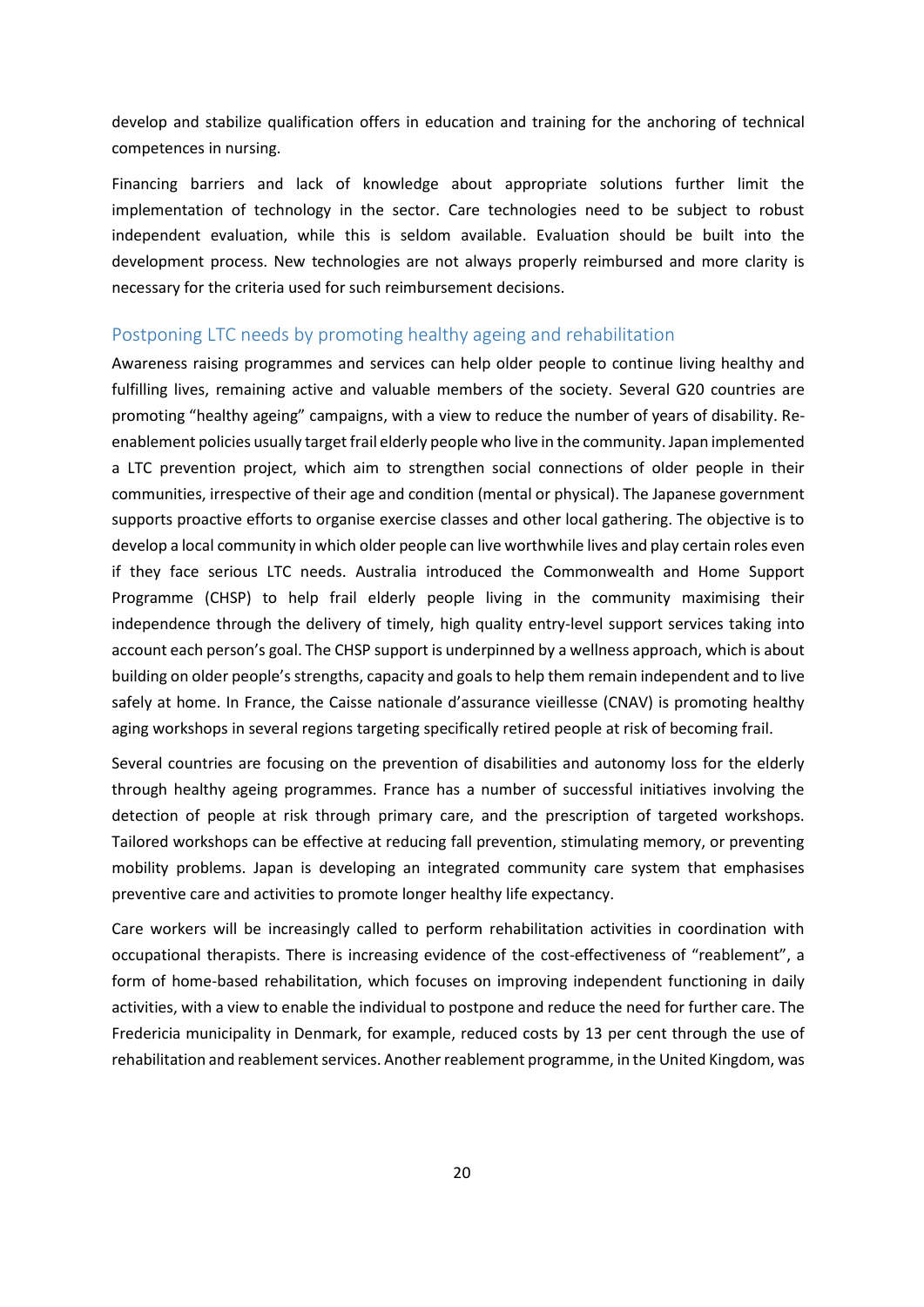develop and stabilize qualification offers in education and training for the anchoring of technical competences in nursing.

Financing barriers and lack of knowledge about appropriate solutions further limit the implementation of technology in the sector. Care technologies need to be subject to robust independent evaluation, while this is seldom available. Evaluation should be built into the development process. New technologies are not always properly reimbursed and more clarity is necessary for the criteria used for such reimbursement decisions.

## Postponing LTC needs by promoting healthy ageing and rehabilitation

Awareness raising programmes and services can help older people to continue living healthy and fulfilling lives, remaining active and valuable members of the society. Several G20 countries are promoting "healthy ageing" campaigns, with a view to reduce the number of years of disability. Re-enablement policies usually target frail elderly people who live in the community. Japan implemented a LTC prevention project, which aim to strengthen social connections of older people in their communities, irrespective of their age and condition (mental or physical). The Japanese government supports proactive efforts to organise exercise classes and other local gathering. The objective is to develop a local community in which older people can live worthwhile lives and play certain roles even if they face serious LTC needs. Australia introduced the Commonwealth and Home Support Programme (CHSP) to help frail elderly people living in the community maximising their independence through the delivery of timely, high quality entry-level support services taking into account each person's goal. The CHSP support is underpinned by a wellness approach, which is about building on older people's strengths, capacity and goals to help them remain independent and to live safely at home. In France, the Caisse nationale d'assurance vieillesse (CNAV) is promoting healthy aging workshops in several regions targeting specifically retired people at risk of becoming frail.

Several countries are focusing on the prevention of disabilities and autonomy loss for the elderly through healthy ageing programmes. France has a number of successful initiatives involving the detection of people at risk through primary care, and the prescription of targeted workshops. Tailored workshops can be effective at reducing fall prevention, stimulating memory, or preventing mobility problems. Japan is developing an integrated community care system that emphasises preventive care and activities to promote longer healthy life expectancy.

Care workers will be increasingly called to perform rehabilitation activities in coordination with occupational therapists. There is increasing evidence of the cost-effectiveness of "reablement", a form of home-based rehabilitation, which focuses on improving independent functioning in daily activities, with a view to enable the individual to postpone and reduce the need for further care. The Fredericia municipality in Denmark, for example, reduced costs by 13 per cent through the use of rehabilitation and reablement services. Another reablement programme, in the United Kingdom, was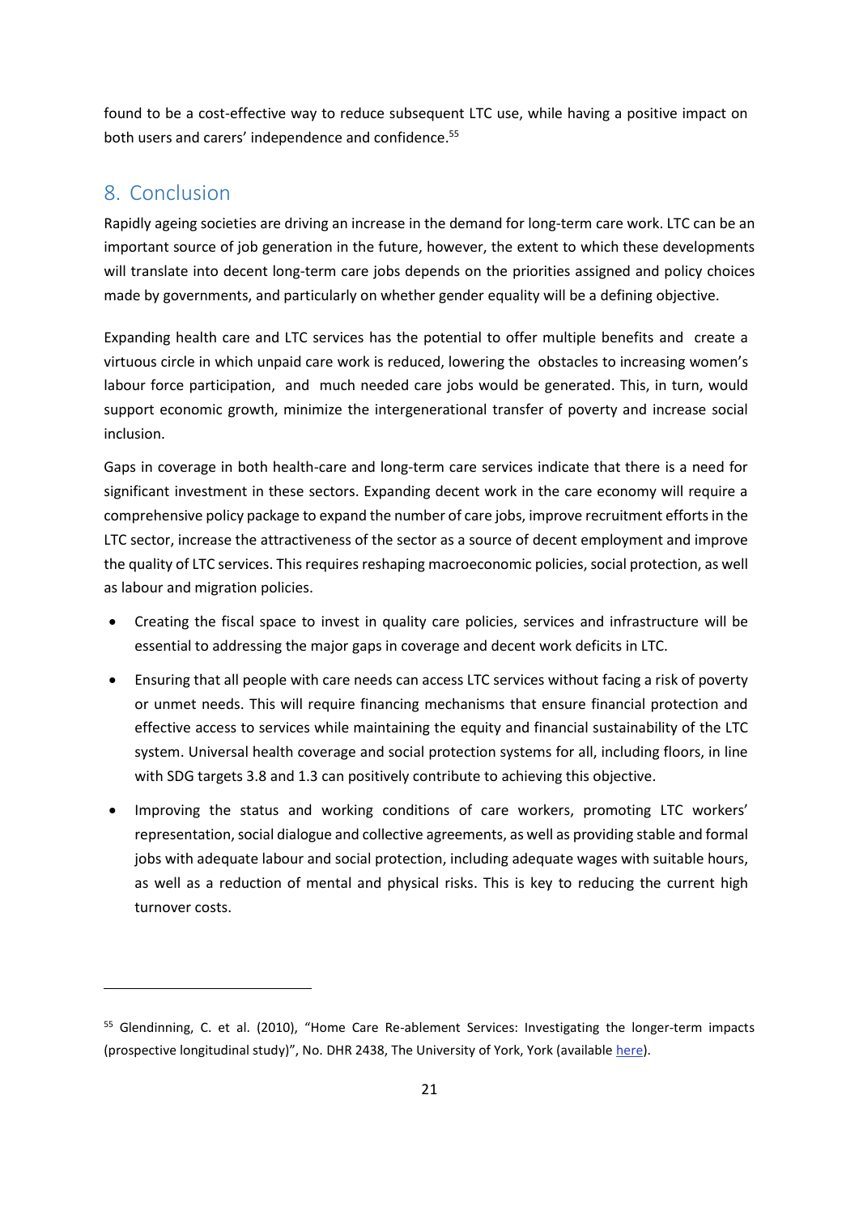found to be a cost-effective way to reduce subsequent LTC use, while having a positive impact on both users and carers' independence and confidence.[55]

## 8. Conclusion

Rapidly ageing societies are driving an increase in the demand for long-term care work. LTC can be an important source of job generation in the future, however, the extent to which these developments will translate into decent long-term care jobs depends on the priorities assigned and policy choices made by governments, and particularly on whether gender equality will be a defining objective.

Expanding health care and LTC services has the potential to offer multiple benefits and create a virtuous circle in which unpaid care work is reduced, lowering the obstacles to increasing women's labour force participation, and much needed care jobs would be generated. This, in turn, would support economic growth, minimize the intergenerational transfer of poverty and increase social inclusion.

Gaps in coverage in both health-care and long-term care services indicate that there is a need for significant investment in these sectors. Expanding decent work in the care economy will require a comprehensive policy package to expand the number of care jobs, improve recruitment efforts in the LTC sector, increase the attractiveness of the sector as a source of decent employment and improve the quality of LTC services. This requires reshaping macroeconomic policies, social protection, as well as labour and migration policies.

- Creating the fiscal space to invest in quality care policies, services and infrastructure will be essential to addressing the major gaps in coverage and decent work deficits in LTC.
- Ensuring that all people with care needs can access LTC services without facing a risk of poverty or unmet needs. This will require financing mechanisms that ensure financial protection and effective access to services while maintaining the equity and financial sustainability of the LTC system. Universal health coverage and social protection systems for all, including floors, in line with SDG targets 3.8 and 1.3 can positively contribute to achieving this objective.
- Improving the status and working conditions of care workers, promoting LTC workers' representation, social dialogue and collective agreements, as well as providing stable and formal jobs with adequate labour and social protection, including adequate wages with suitable hours, as well as a reduction of mental and physical risks. This is key to reducing the current high turnover costs.

---

[55] Glendinning, C. et al. (2010), "Home Care Re-ablement Services: Investigating the longer-term impacts (prospective longitudinal study)", No. DHR 2438, The University of York, York (available here).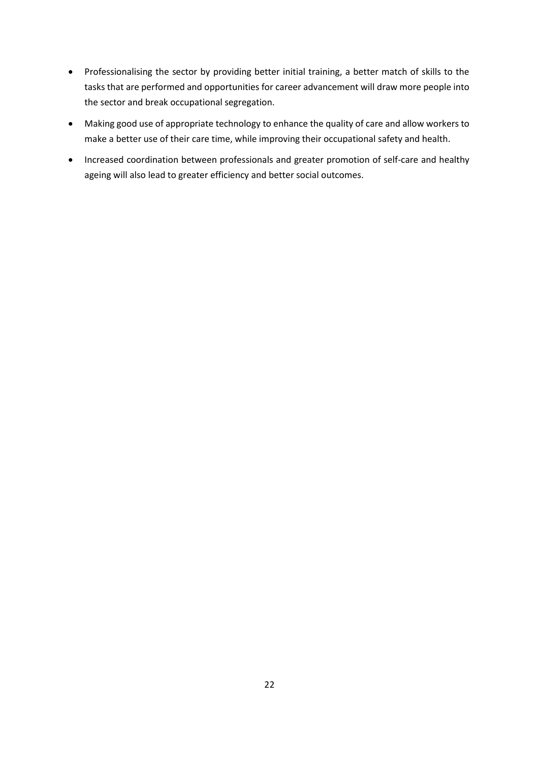- Professionalising the sector by providing better initial training, a better match of skills to the tasks that are performed and opportunities for career advancement will draw more people into the sector and break occupational segregation.
- Making good use of appropriate technology to enhance the quality of care and allow workers to make a better use of their care time, while improving their occupational safety and health.
- Increased coordination between professionals and greater promotion of self-care and healthy ageing will also lead to greater efficiency and better social outcomes.